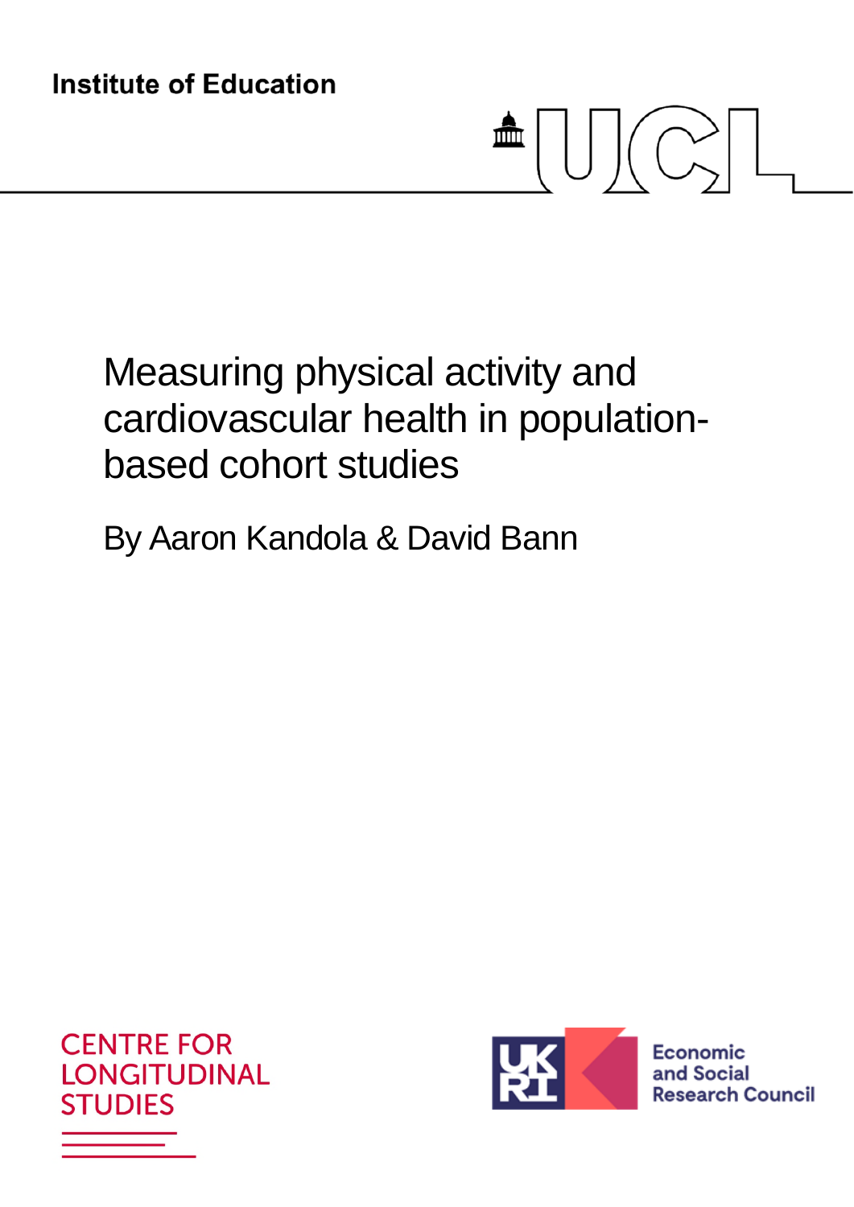Institute of Education

# Measuring physical activity and cardiovascular health in population-based cohort studies

By Aaron Kandola & David Bann

CENTRE FOR LONGITUDINAL STUDIES

Economic and Social Research Council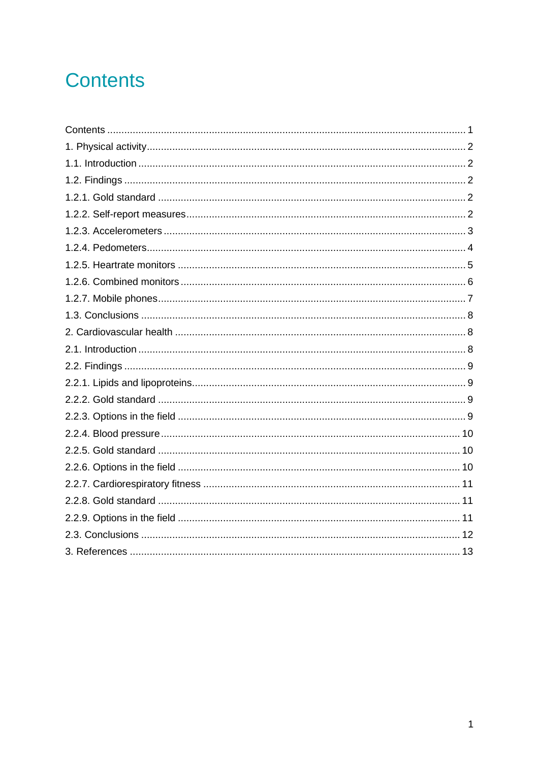# Contents

Contents ........................................................................................................................ 1
1. Physical activity........................................................................................................ 2
1.1. Introduction ........................................................................................................... 2
1.2. Findings ................................................................................................................ 2
1.2.1. Gold standard .................................................................................................... 2
1.2.2. Self-report measures.......................................................................................... 2
1.2.3. Accelerometers .................................................................................................. 3
1.2.4. Pedometers........................................................................................................ 4
1.2.5. Heartrate monitors ............................................................................................. 5
1.2.6. Combined monitors ............................................................................................ 6
1.2.7. Mobile phones.................................................................................................... 7
1.3. Conclusions .......................................................................................................... 8
2. Cardiovascular health .............................................................................................. 8
2.1. Introduction ........................................................................................................... 8
2.2. Findings ................................................................................................................ 9
2.2.1. Lipids and lipoproteins........................................................................................ 9
2.2.2. Gold standard .................................................................................................... 9
2.2.3. Options in the field ............................................................................................. 9
2.2.4. Blood pressure.................................................................................................. 10
2.2.5. Gold standard .................................................................................................. 10
2.2.6. Options in the field ........................................................................................... 10
2.2.7. Cardiorespiratory fitness .................................................................................. 11
2.2.8. Gold standard .................................................................................................. 11
2.2.9. Options in the field ........................................................................................... 11
2.3. Conclusions ........................................................................................................ 12
3. References ............................................................................................................ 13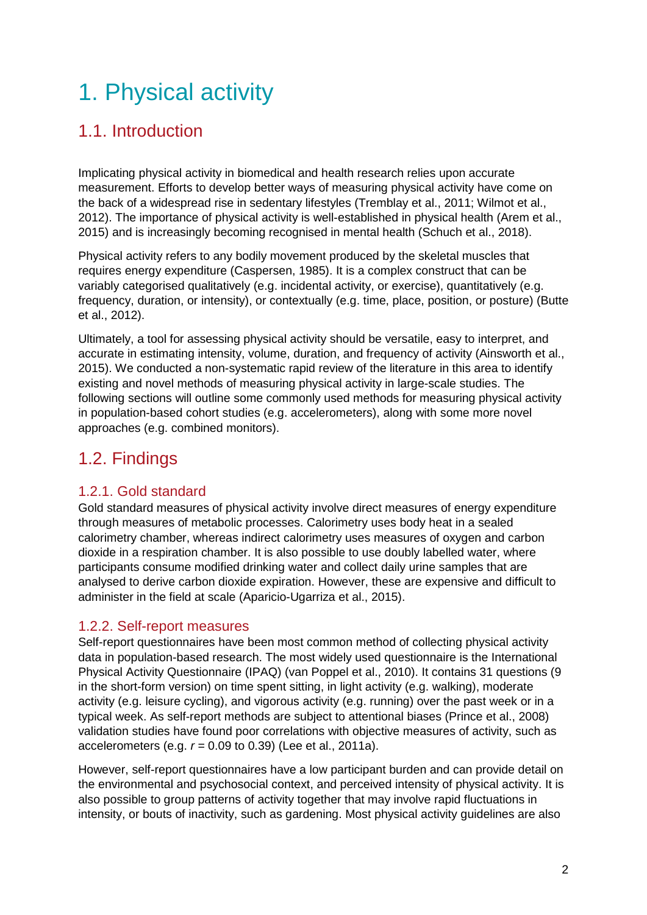# 1. Physical activity

## 1.1. Introduction

Implicating physical activity in biomedical and health research relies upon accurate measurement. Efforts to develop better ways of measuring physical activity have come on the back of a widespread rise in sedentary lifestyles (Tremblay et al., 2011; Wilmot et al., 2012). The importance of physical activity is well-established in physical health (Arem et al., 2015) and is increasingly becoming recognised in mental health (Schuch et al., 2018).

Physical activity refers to any bodily movement produced by the skeletal muscles that requires energy expenditure (Caspersen, 1985). It is a complex construct that can be variably categorised qualitatively (e.g. incidental activity, or exercise), quantitatively (e.g. frequency, duration, or intensity), or contextually (e.g. time, place, position, or posture) (Butte et al., 2012).

Ultimately, a tool for assessing physical activity should be versatile, easy to interpret, and accurate in estimating intensity, volume, duration, and frequency of activity (Ainsworth et al., 2015). We conducted a non-systematic rapid review of the literature in this area to identify existing and novel methods of measuring physical activity in large-scale studies. The following sections will outline some commonly used methods for measuring physical activity in population-based cohort studies (e.g. accelerometers), along with some more novel approaches (e.g. combined monitors).

## 1.2. Findings

### 1.2.1. Gold standard

Gold standard measures of physical activity involve direct measures of energy expenditure through measures of metabolic processes. Calorimetry uses body heat in a sealed calorimetry chamber, whereas indirect calorimetry uses measures of oxygen and carbon dioxide in a respiration chamber. It is also possible to use doubly labelled water, where participants consume modified drinking water and collect daily urine samples that are analysed to derive carbon dioxide expiration. However, these are expensive and difficult to administer in the field at scale (Aparicio-Ugarriza et al., 2015).

### 1.2.2. Self-report measures

Self-report questionnaires have been most common method of collecting physical activity data in population-based research. The most widely used questionnaire is the International Physical Activity Questionnaire (IPAQ) (van Poppel et al., 2010). It contains 31 questions (9 in the short-form version) on time spent sitting, in light activity (e.g. walking), moderate activity (e.g. leisure cycling), and vigorous activity (e.g. running) over the past week or in a typical week. As self-report methods are subject to attentional biases (Prince et al., 2008) validation studies have found poor correlations with objective measures of activity, such as accelerometers (e.g. $r = 0.09$ to $0.39$) (Lee et al., 2011a).

However, self-report questionnaires have a low participant burden and can provide detail on the environmental and psychosocial context, and perceived intensity of physical activity. It is also possible to group patterns of activity together that may involve rapid fluctuations in intensity, or bouts of inactivity, such as gardening. Most physical activity guidelines are also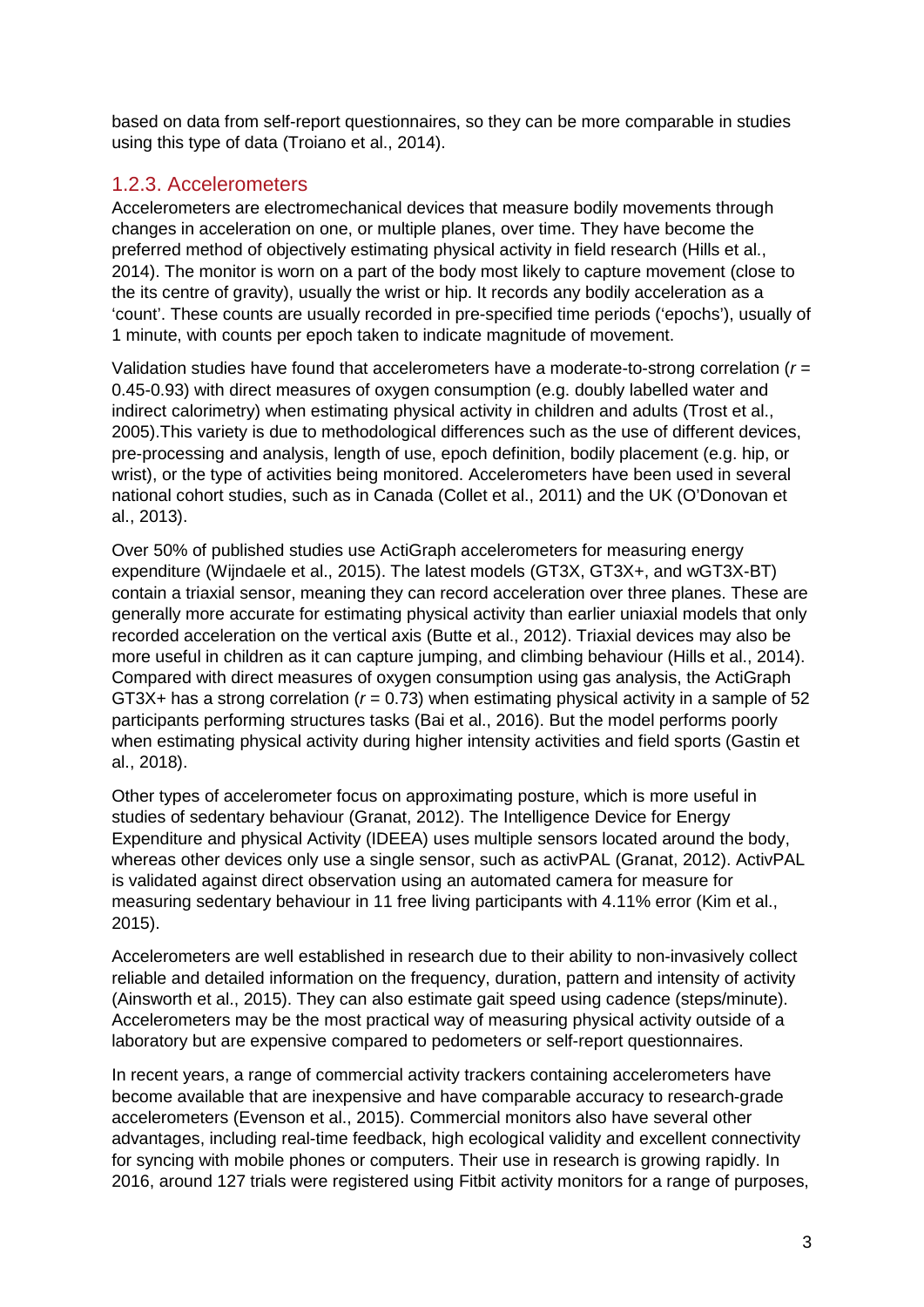based on data from self-report questionnaires, so they can be more comparable in studies using this type of data (Troiano et al., 2014).

### 1.2.3. Accelerometers

Accelerometers are electromechanical devices that measure bodily movements through changes in acceleration on one, or multiple planes, over time. They have become the preferred method of objectively estimating physical activity in field research (Hills et al., 2014). The monitor is worn on a part of the body most likely to capture movement (close to the its centre of gravity), usually the wrist or hip. It records any bodily acceleration as a 'count'. These counts are usually recorded in pre-specified time periods ('epochs'), usually of 1 minute, with counts per epoch taken to indicate magnitude of movement.

Validation studies have found that accelerometers have a moderate-to-strong correlation ($r$ = 0.45-0.93) with direct measures of oxygen consumption (e.g. doubly labelled water and indirect calorimetry) when estimating physical activity in children and adults (Trost et al., 2005).This variety is due to methodological differences such as the use of different devices, pre-processing and analysis, length of use, epoch definition, bodily placement (e.g. hip, or wrist), or the type of activities being monitored. Accelerometers have been used in several national cohort studies, such as in Canada (Collet et al., 2011) and the UK (O'Donovan et al., 2013).

Over 50% of published studies use ActiGraph accelerometers for measuring energy expenditure (Wijndaele et al., 2015). The latest models (GT3X, GT3X+, and wGT3X-BT) contain a triaxial sensor, meaning they can record acceleration over three planes. These are generally more accurate for estimating physical activity than earlier uniaxial models that only recorded acceleration on the vertical axis (Butte et al., 2012). Triaxial devices may also be more useful in children as it can capture jumping, and climbing behaviour (Hills et al., 2014). Compared with direct measures of oxygen consumption using gas analysis, the ActiGraph GT3X+ has a strong correlation ($r$ = 0.73) when estimating physical activity in a sample of 52 participants performing structures tasks (Bai et al., 2016). But the model performs poorly when estimating physical activity during higher intensity activities and field sports (Gastin et al., 2018).

Other types of accelerometer focus on approximating posture, which is more useful in studies of sedentary behaviour (Granat, 2012). The Intelligence Device for Energy Expenditure and physical Activity (IDEEA) uses multiple sensors located around the body, whereas other devices only use a single sensor, such as activPAL (Granat, 2012). ActivPAL is validated against direct observation using an automated camera for measure for measuring sedentary behaviour in 11 free living participants with 4.11% error (Kim et al., 2015).

Accelerometers are well established in research due to their ability to non-invasively collect reliable and detailed information on the frequency, duration, pattern and intensity of activity (Ainsworth et al., 2015). They can also estimate gait speed using cadence (steps/minute). Accelerometers may be the most practical way of measuring physical activity outside of a laboratory but are expensive compared to pedometers or self-report questionnaires.

In recent years, a range of commercial activity trackers containing accelerometers have become available that are inexpensive and have comparable accuracy to research-grade accelerometers (Evenson et al., 2015). Commercial monitors also have several other advantages, including real-time feedback, high ecological validity and excellent connectivity for syncing with mobile phones or computers. Their use in research is growing rapidly. In 2016, around 127 trials were registered using Fitbit activity monitors for a range of purposes,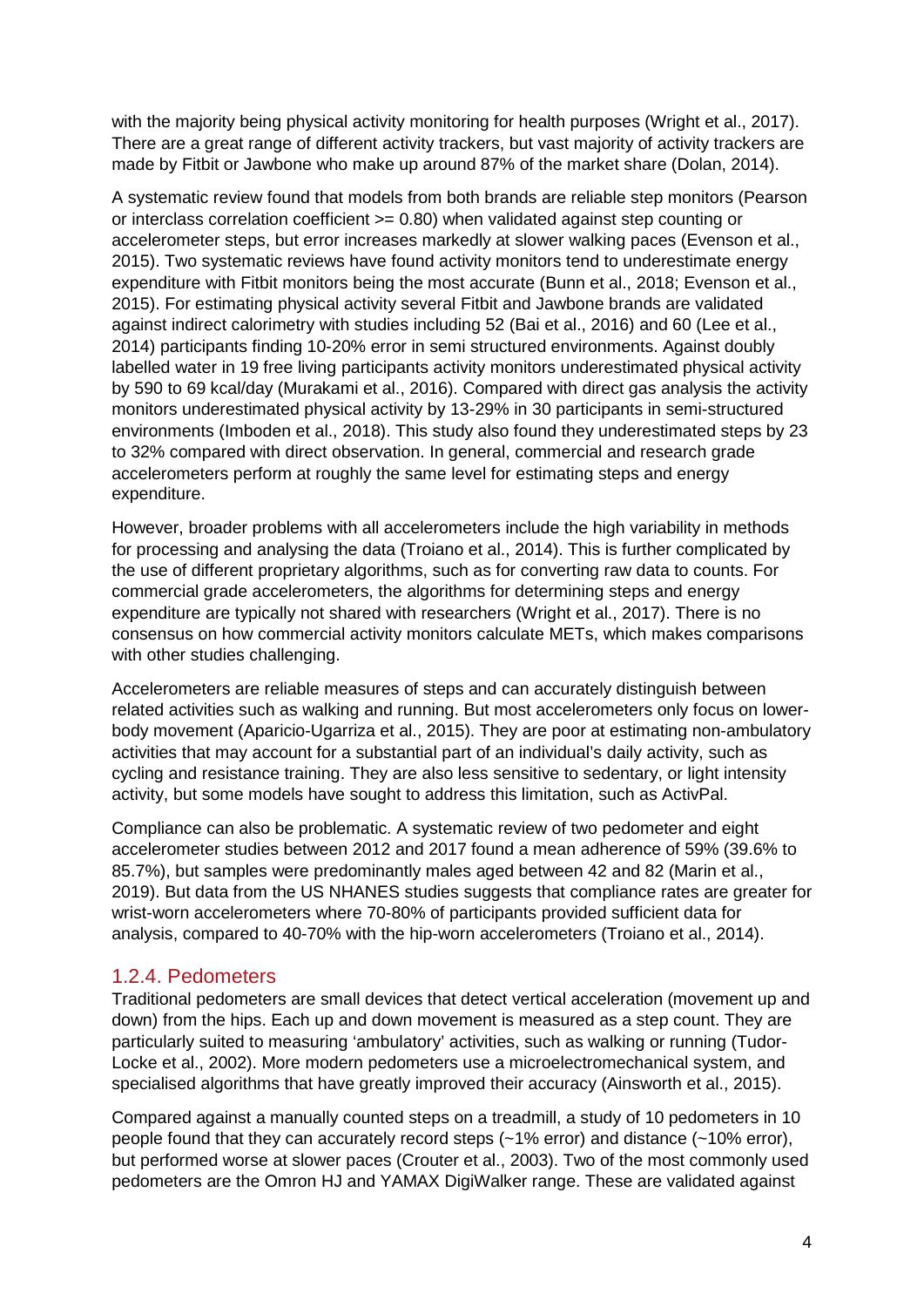with the majority being physical activity monitoring for health purposes (Wright et al., 2017). There are a great range of different activity trackers, but vast majority of activity trackers are made by Fitbit or Jawbone who make up around 87% of the market share (Dolan, 2014).

A systematic review found that models from both brands are reliable step monitors (Pearson or interclass correlation coefficient >= 0.80) when validated against step counting or accelerometer steps, but error increases markedly at slower walking paces (Evenson et al., 2015). Two systematic reviews have found activity monitors tend to underestimate energy expenditure with Fitbit monitors being the most accurate (Bunn et al., 2018; Evenson et al., 2015). For estimating physical activity several Fitbit and Jawbone brands are validated against indirect calorimetry with studies including 52 (Bai et al., 2016) and 60 (Lee et al., 2014) participants finding 10-20% error in semi structured environments. Against doubly labelled water in 19 free living participants activity monitors underestimated physical activity by 590 to 69 kcal/day (Murakami et al., 2016). Compared with direct gas analysis the activity monitors underestimated physical activity by 13-29% in 30 participants in semi-structured environments (Imboden et al., 2018). This study also found they underestimated steps by 23 to 32% compared with direct observation. In general, commercial and research grade accelerometers perform at roughly the same level for estimating steps and energy expenditure.

However, broader problems with all accelerometers include the high variability in methods for processing and analysing the data (Troiano et al., 2014). This is further complicated by the use of different proprietary algorithms, such as for converting raw data to counts. For commercial grade accelerometers, the algorithms for determining steps and energy expenditure are typically not shared with researchers (Wright et al., 2017). There is no consensus on how commercial activity monitors calculate METs, which makes comparisons with other studies challenging.

Accelerometers are reliable measures of steps and can accurately distinguish between related activities such as walking and running. But most accelerometers only focus on lower-body movement (Aparicio-Ugarriza et al., 2015). They are poor at estimating non-ambulatory activities that may account for a substantial part of an individual's daily activity, such as cycling and resistance training. They are also less sensitive to sedentary, or light intensity activity, but some models have sought to address this limitation, such as ActivPal.

Compliance can also be problematic. A systematic review of two pedometer and eight accelerometer studies between 2012 and 2017 found a mean adherence of 59% (39.6% to 85.7%), but samples were predominantly males aged between 42 and 82 (Marin et al., 2019). But data from the US NHANES studies suggests that compliance rates are greater for wrist-worn accelerometers where 70-80% of participants provided sufficient data for analysis, compared to 40-70% with the hip-worn accelerometers (Troiano et al., 2014).

### 1.2.4. Pedometers

Traditional pedometers are small devices that detect vertical acceleration (movement up and down) from the hips. Each up and down movement is measured as a step count. They are particularly suited to measuring 'ambulatory' activities, such as walking or running (Tudor-Locke et al., 2002). More modern pedometers use a microelectromechanical system, and specialised algorithms that have greatly improved their accuracy (Ainsworth et al., 2015).

Compared against a manually counted steps on a treadmill, a study of 10 pedometers in 10 people found that they can accurately record steps (~1% error) and distance (~10% error), but performed worse at slower paces (Crouter et al., 2003). Two of the most commonly used pedometers are the Omron HJ and YAMAX DigiWalker range. These are validated against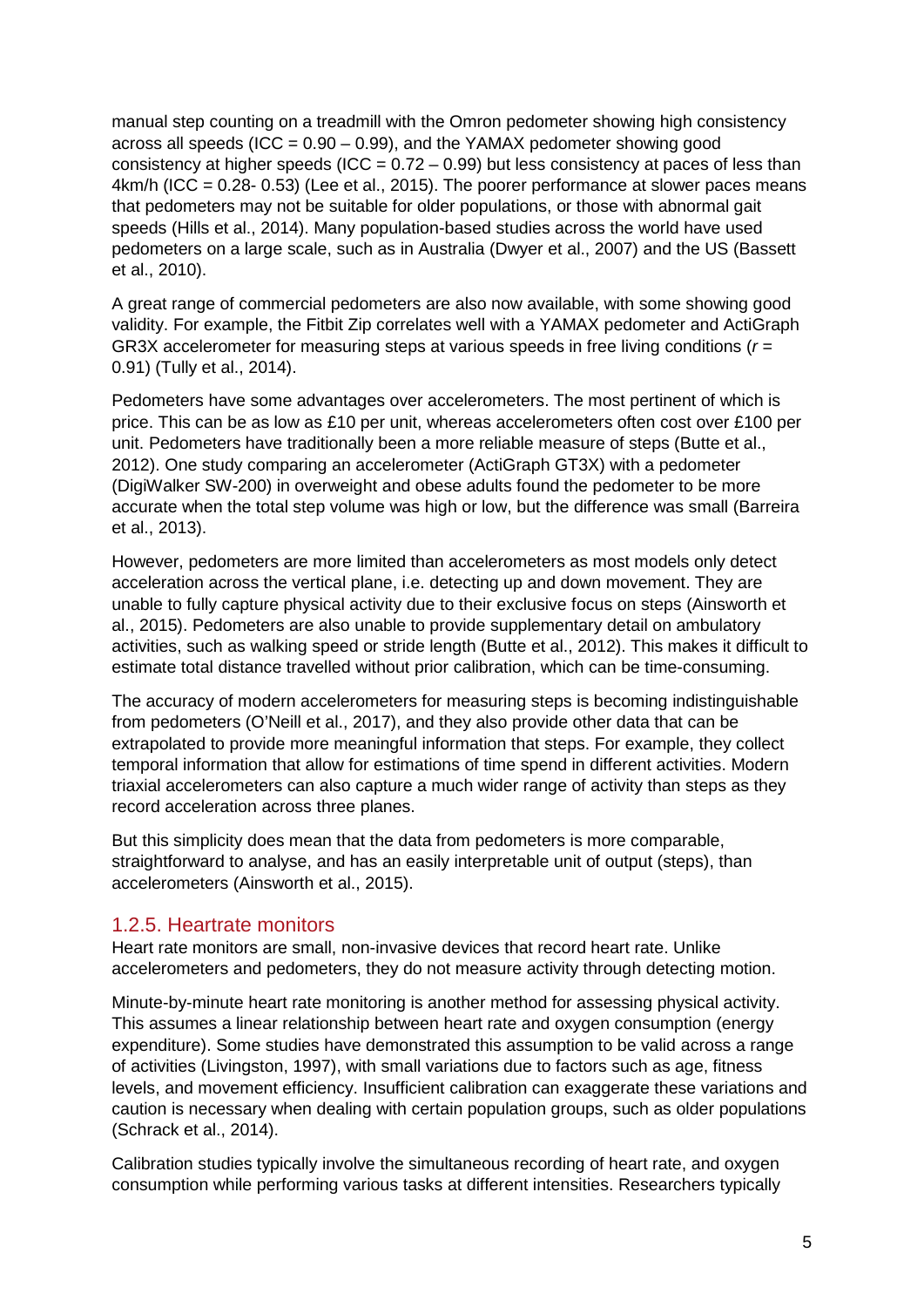manual step counting on a treadmill with the Omron pedometer showing high consistency across all speeds (ICC = 0.90 – 0.99), and the YAMAX pedometer showing good consistency at higher speeds (ICC = 0.72 – 0.99) but less consistency at paces of less than 4km/h (ICC = 0.28- 0.53) (Lee et al., 2015). The poorer performance at slower paces means that pedometers may not be suitable for older populations, or those with abnormal gait speeds (Hills et al., 2014). Many population-based studies across the world have used pedometers on a large scale, such as in Australia (Dwyer et al., 2007) and the US (Bassett et al., 2010).

A great range of commercial pedometers are also now available, with some showing good validity. For example, the Fitbit Zip correlates well with a YAMAX pedometer and ActiGraph GR3X accelerometer for measuring steps at various speeds in free living conditions (*r* = 0.91) (Tully et al., 2014).

Pedometers have some advantages over accelerometers. The most pertinent of which is price. This can be as low as £10 per unit, whereas accelerometers often cost over £100 per unit. Pedometers have traditionally been a more reliable measure of steps (Butte et al., 2012). One study comparing an accelerometer (ActiGraph GT3X) with a pedometer (DigiWalker SW-200) in overweight and obese adults found the pedometer to be more accurate when the total step volume was high or low, but the difference was small (Barreira et al., 2013).

However, pedometers are more limited than accelerometers as most models only detect acceleration across the vertical plane, i.e. detecting up and down movement. They are unable to fully capture physical activity due to their exclusive focus on steps (Ainsworth et al., 2015). Pedometers are also unable to provide supplementary detail on ambulatory activities, such as walking speed or stride length (Butte et al., 2012). This makes it difficult to estimate total distance travelled without prior calibration, which can be time-consuming.

The accuracy of modern accelerometers for measuring steps is becoming indistinguishable from pedometers (O'Neill et al., 2017), and they also provide other data that can be extrapolated to provide more meaningful information that steps. For example, they collect temporal information that allow for estimations of time spend in different activities. Modern triaxial accelerometers can also capture a much wider range of activity than steps as they record acceleration across three planes.

But this simplicity does mean that the data from pedometers is more comparable, straightforward to analyse, and has an easily interpretable unit of output (steps), than accelerometers (Ainsworth et al., 2015).

### 1.2.5. Heartrate monitors

Heart rate monitors are small, non-invasive devices that record heart rate. Unlike accelerometers and pedometers, they do not measure activity through detecting motion.

Minute-by-minute heart rate monitoring is another method for assessing physical activity. This assumes a linear relationship between heart rate and oxygen consumption (energy expenditure). Some studies have demonstrated this assumption to be valid across a range of activities (Livingston, 1997), with small variations due to factors such as age, fitness levels, and movement efficiency. Insufficient calibration can exaggerate these variations and caution is necessary when dealing with certain population groups, such as older populations (Schrack et al., 2014).

Calibration studies typically involve the simultaneous recording of heart rate, and oxygen consumption while performing various tasks at different intensities. Researchers typically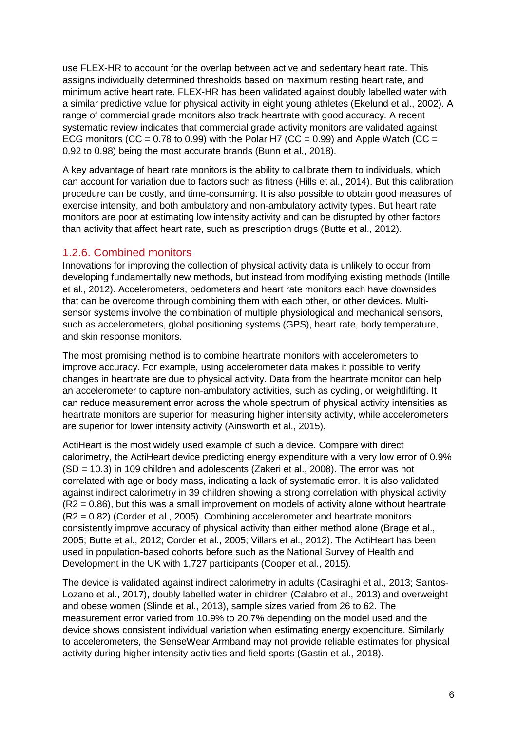use FLEX-HR to account for the overlap between active and sedentary heart rate. This assigns individually determined thresholds based on maximum resting heart rate, and minimum active heart rate. FLEX-HR has been validated against doubly labelled water with a similar predictive value for physical activity in eight young athletes (Ekelund et al., 2002). A range of commercial grade monitors also track heartrate with good accuracy. A recent systematic review indicates that commercial grade activity monitors are validated against ECG monitors (CC = 0.78 to 0.99) with the Polar H7 (CC = 0.99) and Apple Watch (CC = 0.92 to 0.98) being the most accurate brands (Bunn et al., 2018).

A key advantage of heart rate monitors is the ability to calibrate them to individuals, which can account for variation due to factors such as fitness (Hills et al., 2014). But this calibration procedure can be costly, and time-consuming. It is also possible to obtain good measures of exercise intensity, and both ambulatory and non-ambulatory activity types. But heart rate monitors are poor at estimating low intensity activity and can be disrupted by other factors than activity that affect heart rate, such as prescription drugs (Butte et al., 2012).

### 1.2.6. Combined monitors

Innovations for improving the collection of physical activity data is unlikely to occur from developing fundamentally new methods, but instead from modifying existing methods (Intille et al., 2012). Accelerometers, pedometers and heart rate monitors each have downsides that can be overcome through combining them with each other, or other devices. Multi-sensor systems involve the combination of multiple physiological and mechanical sensors, such as accelerometers, global positioning systems (GPS), heart rate, body temperature, and skin response monitors.

The most promising method is to combine heartrate monitors with accelerometers to improve accuracy. For example, using accelerometer data makes it possible to verify changes in heartrate are due to physical activity. Data from the heartrate monitor can help an accelerometer to capture non-ambulatory activities, such as cycling, or weightlifting. It can reduce measurement error across the whole spectrum of physical activity intensities as heartrate monitors are superior for measuring higher intensity activity, while accelerometers are superior for lower intensity activity (Ainsworth et al., 2015).

ActiHeart is the most widely used example of such a device. Compare with direct calorimetry, the ActiHeart device predicting energy expenditure with a very low error of 0.9% (SD = 10.3) in 109 children and adolescents (Zakeri et al., 2008). The error was not correlated with age or body mass, indicating a lack of systematic error. It is also validated against indirect calorimetry in 39 children showing a strong correlation with physical activity ($R2 = 0.86$), but this was a small improvement on models of activity alone without heartrate ($R2 = 0.82$) (Corder et al., 2005). Combining accelerometer and heartrate monitors consistently improve accuracy of physical activity than either method alone (Brage et al., 2005; Butte et al., 2012; Corder et al., 2005; Villars et al., 2012). The ActiHeart has been used in population-based cohorts before such as the National Survey of Health and Development in the UK with 1,727 participants (Cooper et al., 2015).

The device is validated against indirect calorimetry in adults (Casiraghi et al., 2013; Santos-Lozano et al., 2017), doubly labelled water in children (Calabro et al., 2013) and overweight and obese women (Slinde et al., 2013), sample sizes varied from 26 to 62. The measurement error varied from 10.9% to 20.7% depending on the model used and the device shows consistent individual variation when estimating energy expenditure. Similarly to accelerometers, the SenseWear Armband may not provide reliable estimates for physical activity during higher intensity activities and field sports (Gastin et al., 2018).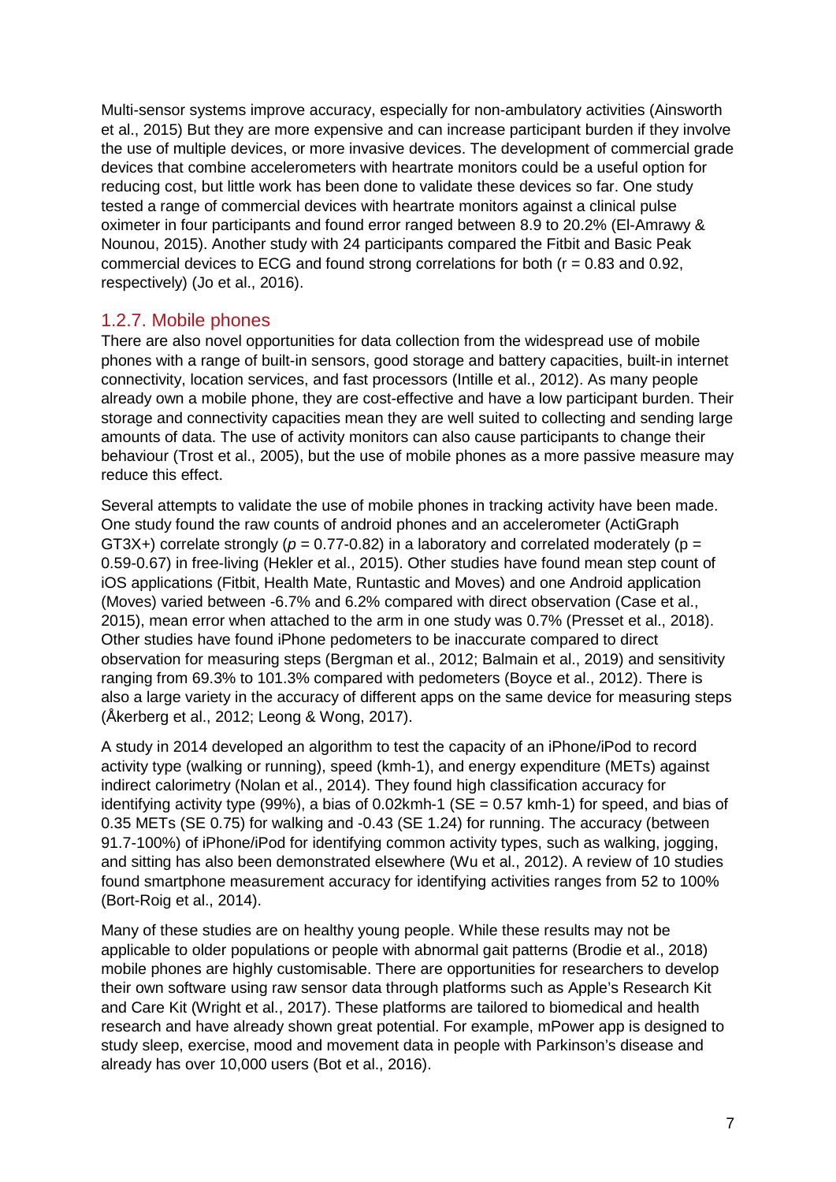Multi-sensor systems improve accuracy, especially for non-ambulatory activities (Ainsworth et al., 2015) But they are more expensive and can increase participant burden if they involve the use of multiple devices, or more invasive devices. The development of commercial grade devices that combine accelerometers with heartrate monitors could be a useful option for reducing cost, but little work has been done to validate these devices so far. One study tested a range of commercial devices with heartrate monitors against a clinical pulse oximeter in four participants and found error ranged between 8.9 to 20.2% (El-Amrawy & Nounou, 2015). Another study with 24 participants compared the Fitbit and Basic Peak commercial devices to ECG and found strong correlations for both ($r = 0.83$ and 0.92, respectively) (Jo et al., 2016).

## 1.2.7. Mobile phones

There are also novel opportunities for data collection from the widespread use of mobile phones with a range of built-in sensors, good storage and battery capacities, built-in internet connectivity, location services, and fast processors (Intille et al., 2012). As many people already own a mobile phone, they are cost-effective and have a low participant burden. Their storage and connectivity capacities mean they are well suited to collecting and sending large amounts of data. The use of activity monitors can also cause participants to change their behaviour (Trost et al., 2005), but the use of mobile phones as a more passive measure may reduce this effect.

Several attempts to validate the use of mobile phones in tracking activity have been made. One study found the raw counts of android phones and an accelerometer (ActiGraph GT3X+) correlate strongly ($p = 0.77$-$0.82$) in a laboratory and correlated moderately ($p = 0.59$-$0.67$) in free-living (Hekler et al., 2015). Other studies have found mean step count of iOS applications (Fitbit, Health Mate, Runtastic and Moves) and one Android application (Moves) varied between -6.7% and 6.2% compared with direct observation (Case et al., 2015), mean error when attached to the arm in one study was 0.7% (Presset et al., 2018). Other studies have found iPhone pedometers to be inaccurate compared to direct observation for measuring steps (Bergman et al., 2012; Balmain et al., 2019) and sensitivity ranging from 69.3% to 101.3% compared with pedometers (Boyce et al., 2012). There is also a large variety in the accuracy of different apps on the same device for measuring steps (Åkerberg et al., 2012; Leong & Wong, 2017).

A study in 2014 developed an algorithm to test the capacity of an iPhone/iPod to record activity type (walking or running), speed (kmh-1), and energy expenditure (METs) against indirect calorimetry (Nolan et al., 2014). They found high classification accuracy for identifying activity type (99%), a bias of 0.02kmh-1 (SE = 0.57 kmh-1) for speed, and bias of 0.35 METs (SE 0.75) for walking and -0.43 (SE 1.24) for running. The accuracy (between 91.7-100%) of iPhone/iPod for identifying common activity types, such as walking, jogging, and sitting has also been demonstrated elsewhere (Wu et al., 2012). A review of 10 studies found smartphone measurement accuracy for identifying activities ranges from 52 to 100% (Bort-Roig et al., 2014).

Many of these studies are on healthy young people. While these results may not be applicable to older populations or people with abnormal gait patterns (Brodie et al., 2018) mobile phones are highly customisable. There are opportunities for researchers to develop their own software using raw sensor data through platforms such as Apple's Research Kit and Care Kit (Wright et al., 2017). These platforms are tailored to biomedical and health research and have already shown great potential. For example, mPower app is designed to study sleep, exercise, mood and movement data in people with Parkinson's disease and already has over 10,000 users (Bot et al., 2016).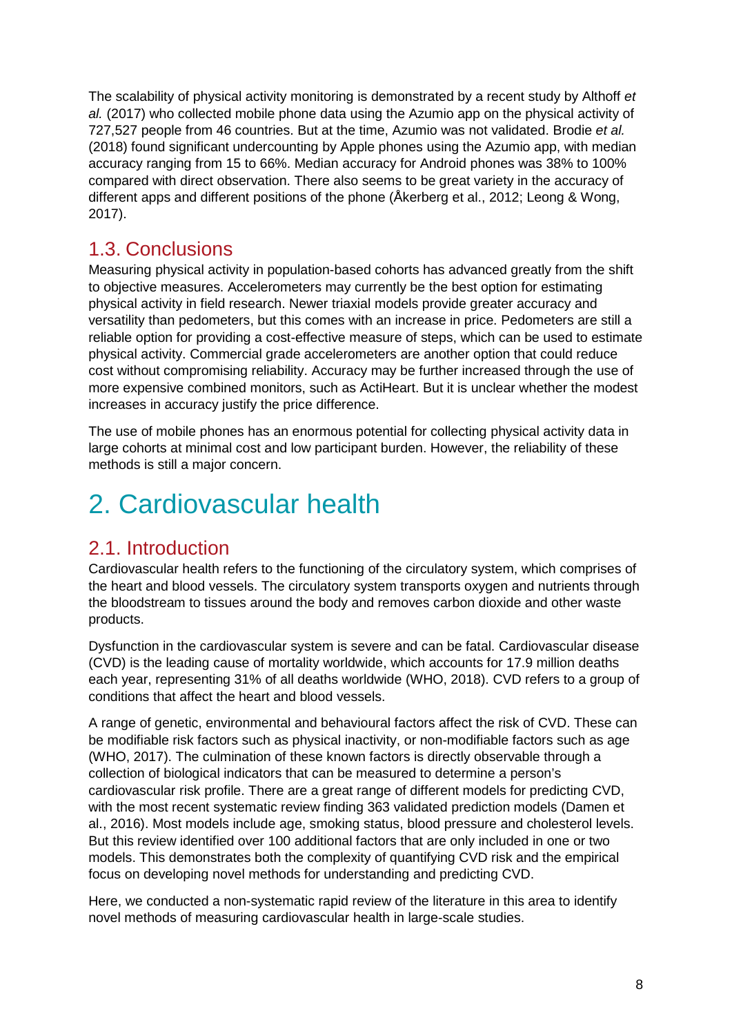The scalability of physical activity monitoring is demonstrated by a recent study by Althoff *et al.* (2017) who collected mobile phone data using the Azumio app on the physical activity of 727,527 people from 46 countries. But at the time, Azumio was not validated. Brodie *et al.* (2018) found significant undercounting by Apple phones using the Azumio app, with median accuracy ranging from 15 to 66%. Median accuracy for Android phones was 38% to 100% compared with direct observation. There also seems to be great variety in the accuracy of different apps and different positions of the phone (Åkerberg et al., 2012; Leong & Wong, 2017).

## 1.3. Conclusions

Measuring physical activity in population-based cohorts has advanced greatly from the shift to objective measures. Accelerometers may currently be the best option for estimating physical activity in field research. Newer triaxial models provide greater accuracy and versatility than pedometers, but this comes with an increase in price. Pedometers are still a reliable option for providing a cost-effective measure of steps, which can be used to estimate physical activity. Commercial grade accelerometers are another option that could reduce cost without compromising reliability. Accuracy may be further increased through the use of more expensive combined monitors, such as ActiHeart. But it is unclear whether the modest increases in accuracy justify the price difference.

The use of mobile phones has an enormous potential for collecting physical activity data in large cohorts at minimal cost and low participant burden. However, the reliability of these methods is still a major concern.

# 2. Cardiovascular health

## 2.1. Introduction

Cardiovascular health refers to the functioning of the circulatory system, which comprises of the heart and blood vessels. The circulatory system transports oxygen and nutrients through the bloodstream to tissues around the body and removes carbon dioxide and other waste products.

Dysfunction in the cardiovascular system is severe and can be fatal. Cardiovascular disease (CVD) is the leading cause of mortality worldwide, which accounts for 17.9 million deaths each year, representing 31% of all deaths worldwide (WHO, 2018). CVD refers to a group of conditions that affect the heart and blood vessels.

A range of genetic, environmental and behavioural factors affect the risk of CVD. These can be modifiable risk factors such as physical inactivity, or non-modifiable factors such as age (WHO, 2017). The culmination of these known factors is directly observable through a collection of biological indicators that can be measured to determine a person's cardiovascular risk profile. There are a great range of different models for predicting CVD, with the most recent systematic review finding 363 validated prediction models (Damen et al., 2016). Most models include age, smoking status, blood pressure and cholesterol levels. But this review identified over 100 additional factors that are only included in one or two models. This demonstrates both the complexity of quantifying CVD risk and the empirical focus on developing novel methods for understanding and predicting CVD.

Here, we conducted a non-systematic rapid review of the literature in this area to identify novel methods of measuring cardiovascular health in large-scale studies.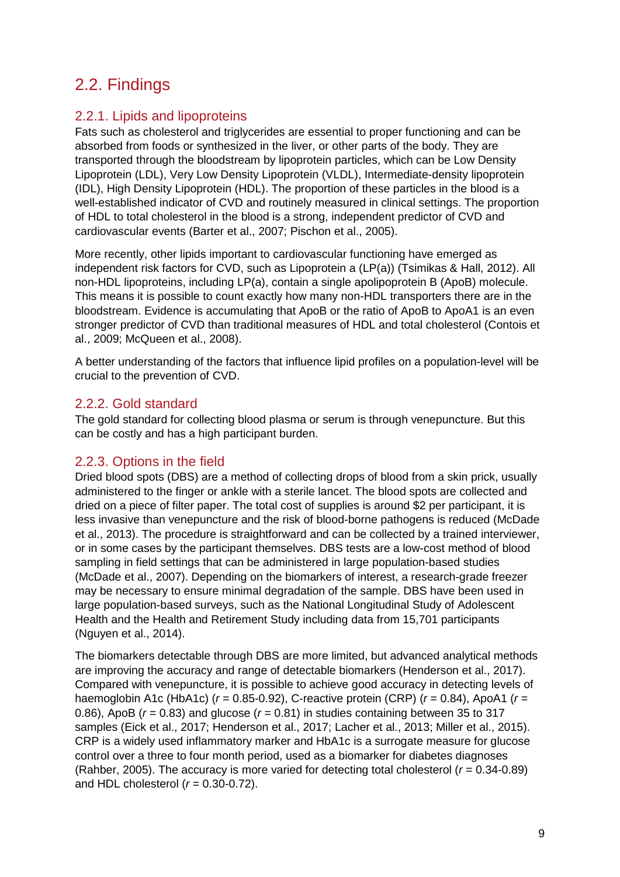## 2.2. Findings

### 2.2.1. Lipids and lipoproteins

Fats such as cholesterol and triglycerides are essential to proper functioning and can be absorbed from foods or synthesized in the liver, or other parts of the body. They are transported through the bloodstream by lipoprotein particles, which can be Low Density Lipoprotein (LDL), Very Low Density Lipoprotein (VLDL), Intermediate-density lipoprotein (IDL), High Density Lipoprotein (HDL). The proportion of these particles in the blood is a well-established indicator of CVD and routinely measured in clinical settings. The proportion of HDL to total cholesterol in the blood is a strong, independent predictor of CVD and cardiovascular events (Barter et al., 2007; Pischon et al., 2005).

More recently, other lipids important to cardiovascular functioning have emerged as independent risk factors for CVD, such as Lipoprotein a (LP(a)) (Tsimikas & Hall, 2012). All non-HDL lipoproteins, including LP(a), contain a single apolipoprotein B (ApoB) molecule. This means it is possible to count exactly how many non-HDL transporters there are in the bloodstream. Evidence is accumulating that ApoB or the ratio of ApoB to ApoA1 is an even stronger predictor of CVD than traditional measures of HDL and total cholesterol (Contois et al., 2009; McQueen et al., 2008).

A better understanding of the factors that influence lipid profiles on a population-level will be crucial to the prevention of CVD.

### 2.2.2. Gold standard

The gold standard for collecting blood plasma or serum is through venepuncture. But this can be costly and has a high participant burden.

### 2.2.3. Options in the field

Dried blood spots (DBS) are a method of collecting drops of blood from a skin prick, usually administered to the finger or ankle with a sterile lancet. The blood spots are collected and dried on a piece of filter paper. The total cost of supplies is around $2 per participant, it is less invasive than venepuncture and the risk of blood-borne pathogens is reduced (McDade et al., 2013). The procedure is straightforward and can be collected by a trained interviewer, or in some cases by the participant themselves. DBS tests are a low-cost method of blood sampling in field settings that can be administered in large population-based studies (McDade et al., 2007). Depending on the biomarkers of interest, a research-grade freezer may be necessary to ensure minimal degradation of the sample. DBS have been used in large population-based surveys, such as the National Longitudinal Study of Adolescent Health and the Health and Retirement Study including data from 15,701 participants (Nguyen et al., 2014).

The biomarkers detectable through DBS are more limited, but advanced analytical methods are improving the accuracy and range of detectable biomarkers (Henderson et al., 2017). Compared with venepuncture, it is possible to achieve good accuracy in detecting levels of haemoglobin A1c (HbA1c) ($r$ = 0.85-0.92), C-reactive protein (CRP) ($r$ = 0.84), ApoA1 ($r$ = 0.86), ApoB ($r$ = 0.83) and glucose ($r$ = 0.81) in studies containing between 35 to 317 samples (Eick et al., 2017; Henderson et al., 2017; Lacher et al., 2013; Miller et al., 2015). CRP is a widely used inflammatory marker and HbA1c is a surrogate measure for glucose control over a three to four month period, used as a biomarker for diabetes diagnoses (Rahber, 2005). The accuracy is more varied for detecting total cholesterol ($r$ = 0.34-0.89) and HDL cholesterol ($r$ = 0.30-0.72).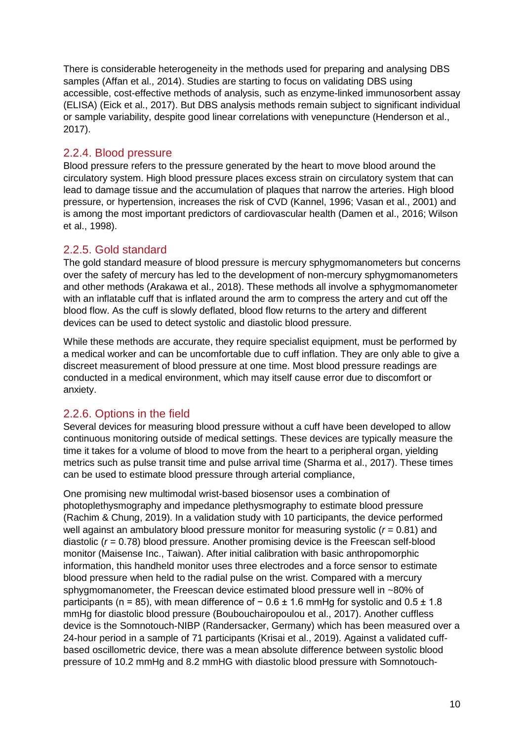There is considerable heterogeneity in the methods used for preparing and analysing DBS samples (Affan et al., 2014). Studies are starting to focus on validating DBS using accessible, cost-effective methods of analysis, such as enzyme-linked immunosorbent assay (ELISA) (Eick et al., 2017). But DBS analysis methods remain subject to significant individual or sample variability, despite good linear correlations with venepuncture (Henderson et al., 2017).

### 2.2.4. Blood pressure

Blood pressure refers to the pressure generated by the heart to move blood around the circulatory system. High blood pressure places excess strain on circulatory system that can lead to damage tissue and the accumulation of plaques that narrow the arteries. High blood pressure, or hypertension, increases the risk of CVD (Kannel, 1996; Vasan et al., 2001) and is among the most important predictors of cardiovascular health (Damen et al., 2016; Wilson et al., 1998).

### 2.2.5. Gold standard

The gold standard measure of blood pressure is mercury sphygmomanometers but concerns over the safety of mercury has led to the development of non-mercury sphygmomanometers and other methods (Arakawa et al., 2018). These methods all involve a sphygmomanometer with an inflatable cuff that is inflated around the arm to compress the artery and cut off the blood flow. As the cuff is slowly deflated, blood flow returns to the artery and different devices can be used to detect systolic and diastolic blood pressure.

While these methods are accurate, they require specialist equipment, must be performed by a medical worker and can be uncomfortable due to cuff inflation. They are only able to give a discreet measurement of blood pressure at one time. Most blood pressure readings are conducted in a medical environment, which may itself cause error due to discomfort or anxiety.

### 2.2.6. Options in the field

Several devices for measuring blood pressure without a cuff have been developed to allow continuous monitoring outside of medical settings. These devices are typically measure the time it takes for a volume of blood to move from the heart to a peripheral organ, yielding metrics such as pulse transit time and pulse arrival time (Sharma et al., 2017). These times can be used to estimate blood pressure through arterial compliance,

One promising new multimodal wrist-based biosensor uses a combination of photoplethysmography and impedance plethysmography to estimate blood pressure (Rachim & Chung, 2019). In a validation study with 10 participants, the device performed well against an ambulatory blood pressure monitor for measuring systolic ($r = 0.81$) and diastolic ($r = 0.78$) blood pressure. Another promising device is the Freescan self-blood monitor (Maisense Inc., Taiwan). After initial calibration with basic anthropomorphic information, this handheld monitor uses three electrodes and a force sensor to estimate blood pressure when held to the radial pulse on the wrist. Compared with a mercury sphygmomanometer, the Freescan device estimated blood pressure well in ~80% of participants (n = 85), with mean difference of $-0.6 \pm 1.6$ mmHg for systolic and $0.5 \pm 1.8$ mmHg for diastolic blood pressure (Boubouchairopoulou et al., 2017). Another cuffless device is the Somnotouch-NIBP (Randersacker, Germany) which has been measured over a 24-hour period in a sample of 71 participants (Krisai et al., 2019). Against a validated cuff-based oscillometric device, there was a mean absolute difference between systolic blood pressure of 10.2 mmHg and 8.2 mmHG with diastolic blood pressure with Somnotouch-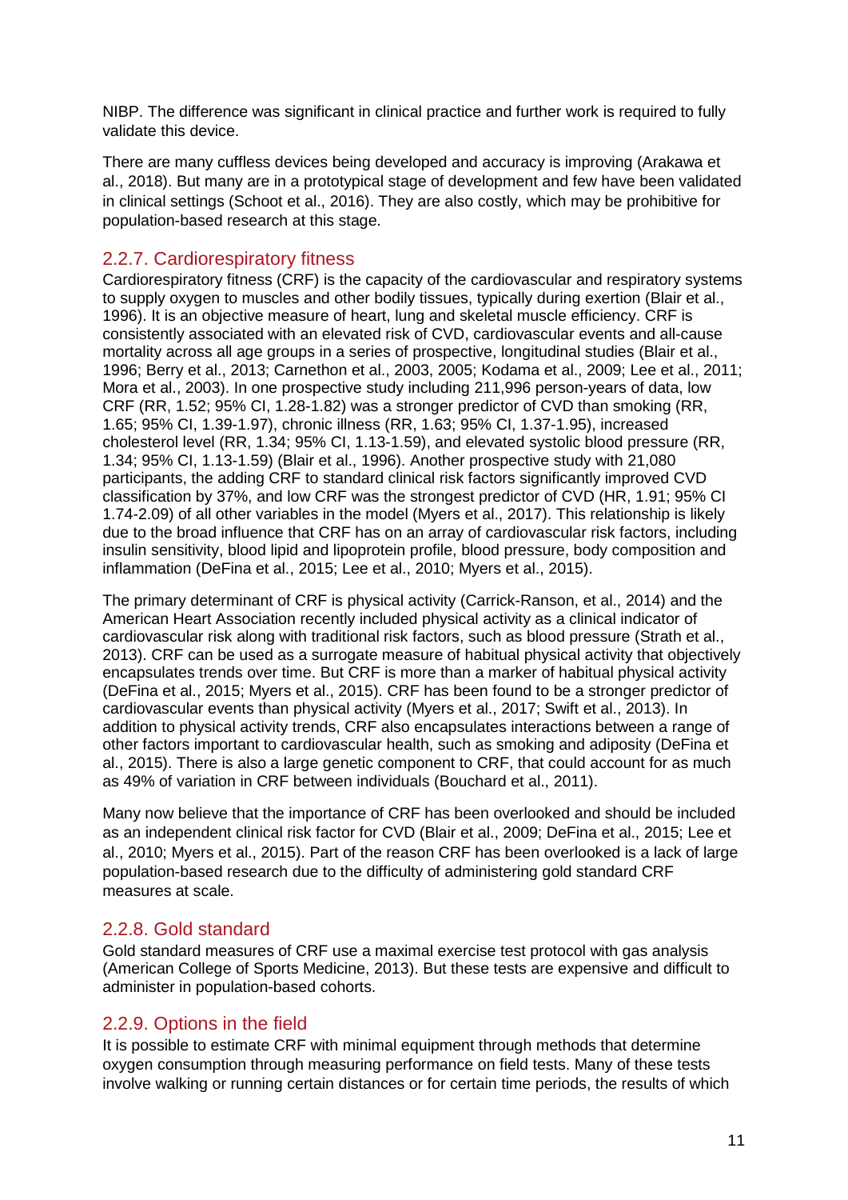NIBP. The difference was significant in clinical practice and further work is required to fully validate this device.

There are many cuffless devices being developed and accuracy is improving (Arakawa et al., 2018). But many are in a prototypical stage of development and few have been validated in clinical settings (Schoot et al., 2016). They are also costly, which may be prohibitive for population-based research at this stage.

### 2.2.7. Cardiorespiratory fitness

Cardiorespiratory fitness (CRF) is the capacity of the cardiovascular and respiratory systems to supply oxygen to muscles and other bodily tissues, typically during exertion (Blair et al., 1996). It is an objective measure of heart, lung and skeletal muscle efficiency. CRF is consistently associated with an elevated risk of CVD, cardiovascular events and all-cause mortality across all age groups in a series of prospective, longitudinal studies (Blair et al., 1996; Berry et al., 2013; Carnethon et al., 2003, 2005; Kodama et al., 2009; Lee et al., 2011; Mora et al., 2003). In one prospective study including 211,996 person-years of data, low CRF (RR, 1.52; 95% CI, 1.28-1.82) was a stronger predictor of CVD than smoking (RR, 1.65; 95% CI, 1.39-1.97), chronic illness (RR, 1.63; 95% CI, 1.37-1.95), increased cholesterol level (RR, 1.34; 95% CI, 1.13-1.59), and elevated systolic blood pressure (RR, 1.34; 95% CI, 1.13-1.59) (Blair et al., 1996). Another prospective study with 21,080 participants, the adding CRF to standard clinical risk factors significantly improved CVD classification by 37%, and low CRF was the strongest predictor of CVD (HR, 1.91; 95% CI 1.74-2.09) of all other variables in the model (Myers et al., 2017). This relationship is likely due to the broad influence that CRF has on an array of cardiovascular risk factors, including insulin sensitivity, blood lipid and lipoprotein profile, blood pressure, body composition and inflammation (DeFina et al., 2015; Lee et al., 2010; Myers et al., 2015).

The primary determinant of CRF is physical activity (Carrick-Ranson, et al., 2014) and the American Heart Association recently included physical activity as a clinical indicator of cardiovascular risk along with traditional risk factors, such as blood pressure (Strath et al., 2013). CRF can be used as a surrogate measure of habitual physical activity that objectively encapsulates trends over time. But CRF is more than a marker of habitual physical activity (DeFina et al., 2015; Myers et al., 2015). CRF has been found to be a stronger predictor of cardiovascular events than physical activity (Myers et al., 2017; Swift et al., 2013). In addition to physical activity trends, CRF also encapsulates interactions between a range of other factors important to cardiovascular health, such as smoking and adiposity (DeFina et al., 2015). There is also a large genetic component to CRF, that could account for as much as 49% of variation in CRF between individuals (Bouchard et al., 2011).

Many now believe that the importance of CRF has been overlooked and should be included as an independent clinical risk factor for CVD (Blair et al., 2009; DeFina et al., 2015; Lee et al., 2010; Myers et al., 2015). Part of the reason CRF has been overlooked is a lack of large population-based research due to the difficulty of administering gold standard CRF measures at scale.

### 2.2.8. Gold standard

Gold standard measures of CRF use a maximal exercise test protocol with gas analysis (American College of Sports Medicine, 2013). But these tests are expensive and difficult to administer in population-based cohorts.

### 2.2.9. Options in the field

It is possible to estimate CRF with minimal equipment through methods that determine oxygen consumption through measuring performance on field tests. Many of these tests involve walking or running certain distances or for certain time periods, the results of which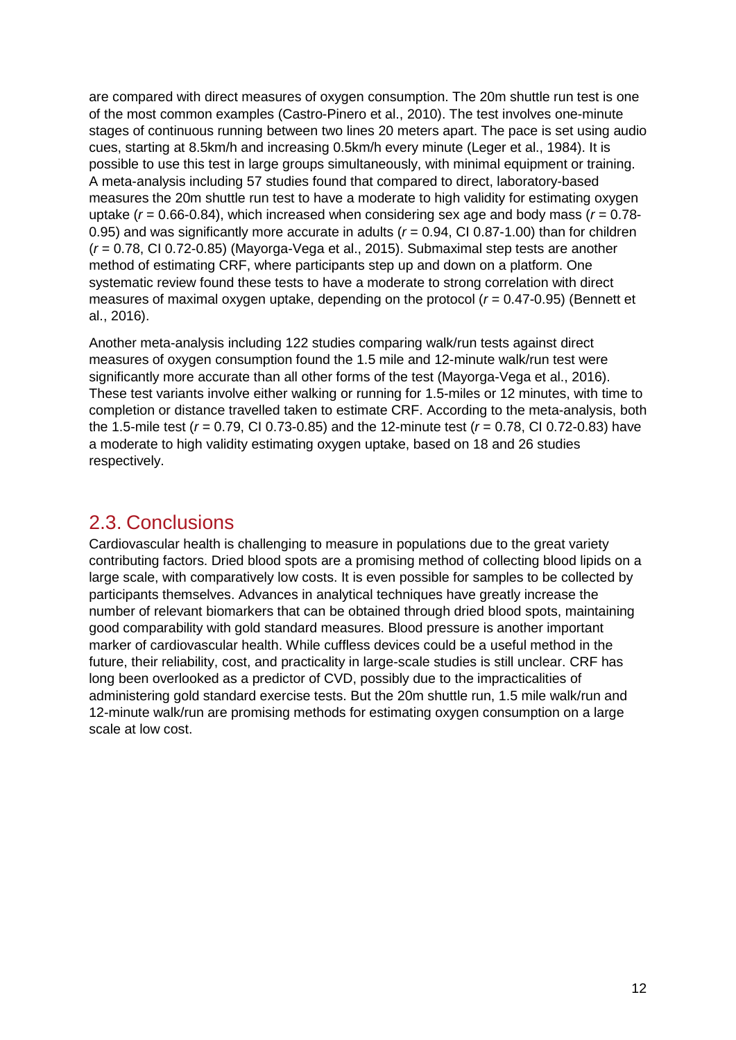are compared with direct measures of oxygen consumption. The 20m shuttle run test is one of the most common examples (Castro-Pinero et al., 2010). The test involves one-minute stages of continuous running between two lines 20 meters apart. The pace is set using audio cues, starting at 8.5km/h and increasing 0.5km/h every minute (Leger et al., 1984). It is possible to use this test in large groups simultaneously, with minimal equipment or training. A meta-analysis including 57 studies found that compared to direct, laboratory-based measures the 20m shuttle run test to have a moderate to high validity for estimating oxygen uptake ($r$ = 0.66-0.84), which increased when considering sex age and body mass ($r$ = 0.78-0.95) and was significantly more accurate in adults ($r$ = 0.94, CI 0.87-1.00) than for children ($r$ = 0.78, CI 0.72-0.85) (Mayorga-Vega et al., 2015). Submaximal step tests are another method of estimating CRF, where participants step up and down on a platform. One systematic review found these tests to have a moderate to strong correlation with direct measures of maximal oxygen uptake, depending on the protocol ($r$ = 0.47-0.95) (Bennett et al., 2016).

Another meta-analysis including 122 studies comparing walk/run tests against direct measures of oxygen consumption found the 1.5 mile and 12-minute walk/run test were significantly more accurate than all other forms of the test (Mayorga-Vega et al., 2016). These test variants involve either walking or running for 1.5-miles or 12 minutes, with time to completion or distance travelled taken to estimate CRF. According to the meta-analysis, both the 1.5-mile test ($r$ = 0.79, CI 0.73-0.85) and the 12-minute test ($r$ = 0.78, CI 0.72-0.83) have a moderate to high validity estimating oxygen uptake, based on 18 and 26 studies respectively.

## 2.3. Conclusions

Cardiovascular health is challenging to measure in populations due to the great variety contributing factors. Dried blood spots are a promising method of collecting blood lipids on a large scale, with comparatively low costs. It is even possible for samples to be collected by participants themselves. Advances in analytical techniques have greatly increase the number of relevant biomarkers that can be obtained through dried blood spots, maintaining good comparability with gold standard measures. Blood pressure is another important marker of cardiovascular health. While cuffless devices could be a useful method in the future, their reliability, cost, and practicality in large-scale studies is still unclear. CRF has long been overlooked as a predictor of CVD, possibly due to the impracticalities of administering gold standard exercise tests. But the 20m shuttle run, 1.5 mile walk/run and 12-minute walk/run are promising methods for estimating oxygen consumption on a large scale at low cost.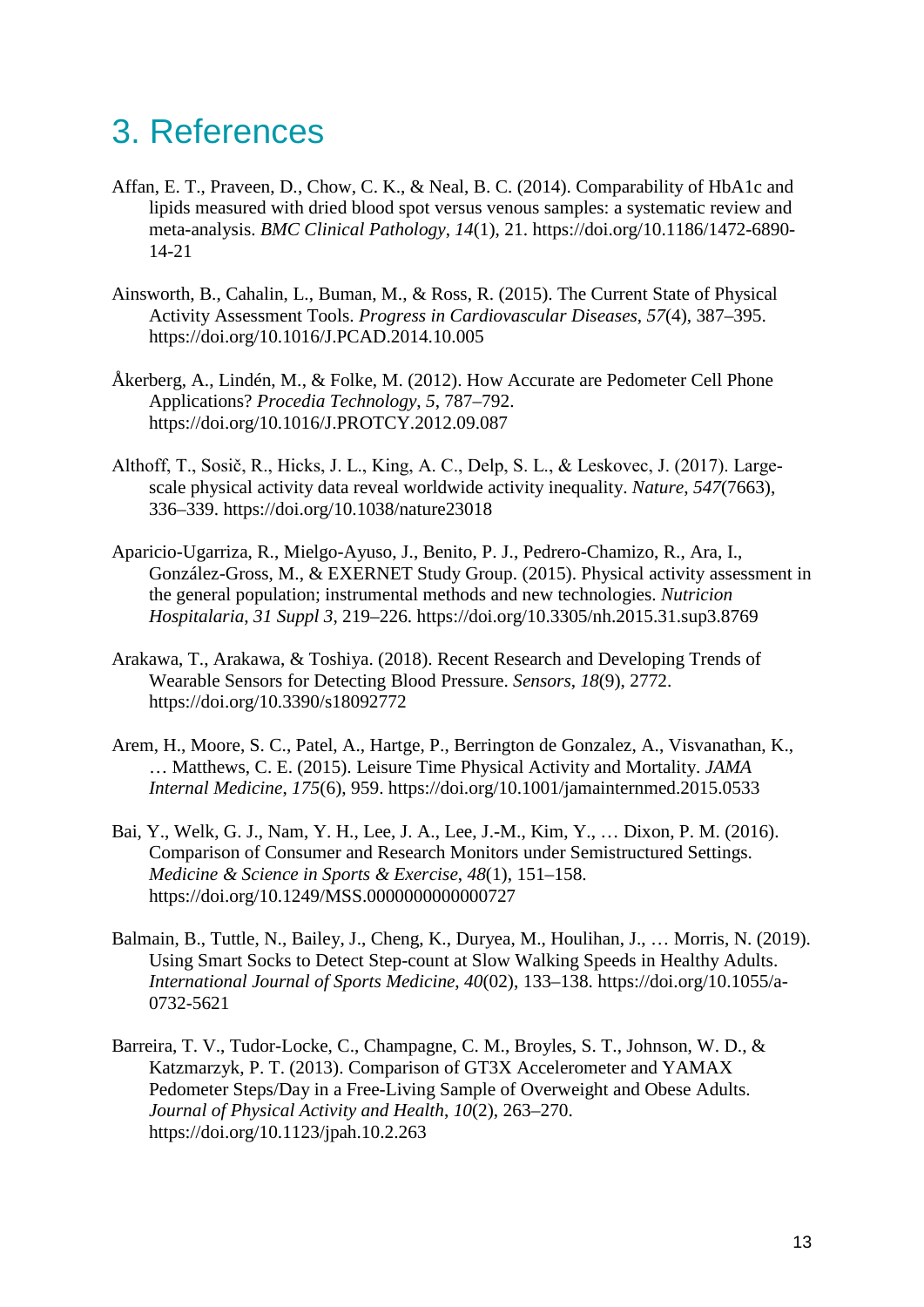# 3. References

Affan, E. T., Praveen, D., Chow, C. K., & Neal, B. C. (2014). Comparability of HbA1c and lipids measured with dried blood spot versus venous samples: a systematic review and meta-analysis. *BMC Clinical Pathology*, *14*(1), 21. https://doi.org/10.1186/1472-6890-14-21

Ainsworth, B., Cahalin, L., Buman, M., & Ross, R. (2015). The Current State of Physical Activity Assessment Tools. *Progress in Cardiovascular Diseases*, *57*(4), 387–395. https://doi.org/10.1016/J.PCAD.2014.10.005

Åkerberg, A., Lindén, M., & Folke, M. (2012). How Accurate are Pedometer Cell Phone Applications? *Procedia Technology*, *5*, 787–792. https://doi.org/10.1016/J.PROTCY.2012.09.087

Althoff, T., Sosič, R., Hicks, J. L., King, A. C., Delp, S. L., & Leskovec, J. (2017). Large-scale physical activity data reveal worldwide activity inequality. *Nature*, *547*(7663), 336–339. https://doi.org/10.1038/nature23018

Aparicio-Ugarriza, R., Mielgo-Ayuso, J., Benito, P. J., Pedrero-Chamizo, R., Ara, I., González-Gross, M., & EXERNET Study Group. (2015). Physical activity assessment in the general population; instrumental methods and new technologies. *Nutricion Hospitalaria*, *31 Suppl 3*, 219–226. https://doi.org/10.3305/nh.2015.31.sup3.8769

Arakawa, T., Arakawa, & Toshiya. (2018). Recent Research and Developing Trends of Wearable Sensors for Detecting Blood Pressure. *Sensors*, *18*(9), 2772. https://doi.org/10.3390/s18092772

Arem, H., Moore, S. C., Patel, A., Hartge, P., Berrington de Gonzalez, A., Visvanathan, K., … Matthews, C. E. (2015). Leisure Time Physical Activity and Mortality. *JAMA Internal Medicine*, *175*(6), 959. https://doi.org/10.1001/jamainternmed.2015.0533

Bai, Y., Welk, G. J., Nam, Y. H., Lee, J. A., Lee, J.-M., Kim, Y., … Dixon, P. M. (2016). Comparison of Consumer and Research Monitors under Semistructured Settings. *Medicine & Science in Sports & Exercise*, *48*(1), 151–158. https://doi.org/10.1249/MSS.0000000000000727

Balmain, B., Tuttle, N., Bailey, J., Cheng, K., Duryea, M., Houlihan, J., … Morris, N. (2019). Using Smart Socks to Detect Step-count at Slow Walking Speeds in Healthy Adults. *International Journal of Sports Medicine*, *40*(02), 133–138. https://doi.org/10.1055/a-0732-5621

Barreira, T. V., Tudor-Locke, C., Champagne, C. M., Broyles, S. T., Johnson, W. D., & Katzmarzyk, P. T. (2013). Comparison of GT3X Accelerometer and YAMAX Pedometer Steps/Day in a Free-Living Sample of Overweight and Obese Adults. *Journal of Physical Activity and Health*, *10*(2), 263–270. https://doi.org/10.1123/jpah.10.2.263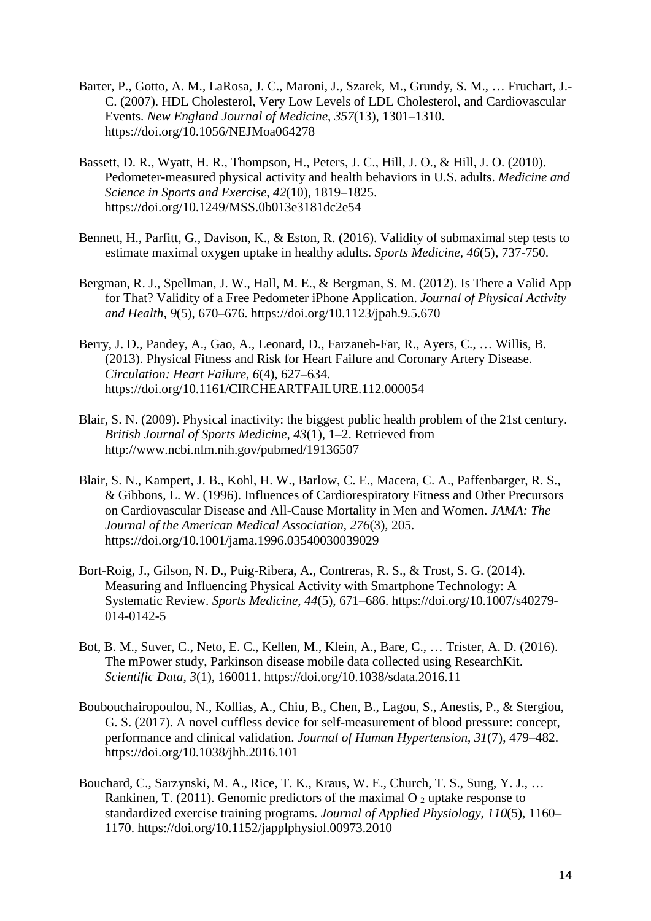Barter, P., Gotto, A. M., LaRosa, J. C., Maroni, J., Szarek, M., Grundy, S. M., … Fruchart, J.-C. (2007). HDL Cholesterol, Very Low Levels of LDL Cholesterol, and Cardiovascular Events. *New England Journal of Medicine*, *357*(13), 1301–1310. https://doi.org/10.1056/NEJMoa064278

Bassett, D. R., Wyatt, H. R., Thompson, H., Peters, J. C., Hill, J. O., & Hill, J. O. (2010). Pedometer-measured physical activity and health behaviors in U.S. adults. *Medicine and Science in Sports and Exercise*, *42*(10), 1819–1825. https://doi.org/10.1249/MSS.0b013e3181dc2e54

Bennett, H., Parfitt, G., Davison, K., & Eston, R. (2016). Validity of submaximal step tests to estimate maximal oxygen uptake in healthy adults. *Sports Medicine*, *46*(5), 737-750.

Bergman, R. J., Spellman, J. W., Hall, M. E., & Bergman, S. M. (2012). Is There a Valid App for That? Validity of a Free Pedometer iPhone Application. *Journal of Physical Activity and Health*, *9*(5), 670–676. https://doi.org/10.1123/jpah.9.5.670

Berry, J. D., Pandey, A., Gao, A., Leonard, D., Farzaneh-Far, R., Ayers, C., … Willis, B. (2013). Physical Fitness and Risk for Heart Failure and Coronary Artery Disease. *Circulation: Heart Failure*, *6*(4), 627–634. https://doi.org/10.1161/CIRCHEARTFAILURE.112.000054

Blair, S. N. (2009). Physical inactivity: the biggest public health problem of the 21st century. *British Journal of Sports Medicine*, *43*(1), 1–2. Retrieved from http://www.ncbi.nlm.nih.gov/pubmed/19136507

Blair, S. N., Kampert, J. B., Kohl, H. W., Barlow, C. E., Macera, C. A., Paffenbarger, R. S., & Gibbons, L. W. (1996). Influences of Cardiorespiratory Fitness and Other Precursors on Cardiovascular Disease and All-Cause Mortality in Men and Women. *JAMA: The Journal of the American Medical Association*, *276*(3), 205. https://doi.org/10.1001/jama.1996.03540030039029

Bort-Roig, J., Gilson, N. D., Puig-Ribera, A., Contreras, R. S., & Trost, S. G. (2014). Measuring and Influencing Physical Activity with Smartphone Technology: A Systematic Review. *Sports Medicine*, *44*(5), 671–686. https://doi.org/10.1007/s40279-014-0142-5

Bot, B. M., Suver, C., Neto, E. C., Kellen, M., Klein, A., Bare, C., … Trister, A. D. (2016). The mPower study, Parkinson disease mobile data collected using ResearchKit. *Scientific Data*, *3*(1), 160011. https://doi.org/10.1038/sdata.2016.11

Boubouchairopoulou, N., Kollias, A., Chiu, B., Chen, B., Lagou, S., Anestis, P., & Stergiou, G. S. (2017). A novel cuffless device for self-measurement of blood pressure: concept, performance and clinical validation. *Journal of Human Hypertension*, *31*(7), 479–482. https://doi.org/10.1038/jhh.2016.101

Bouchard, C., Sarzynski, M. A., Rice, T. K., Kraus, W. E., Church, T. S., Sung, Y. J., … Rankinen, T. (2011). Genomic predictors of the maximal $O_2$ uptake response to standardized exercise training programs. *Journal of Applied Physiology*, *110*(5), 1160–1170. https://doi.org/10.1152/japplphysiol.00973.2010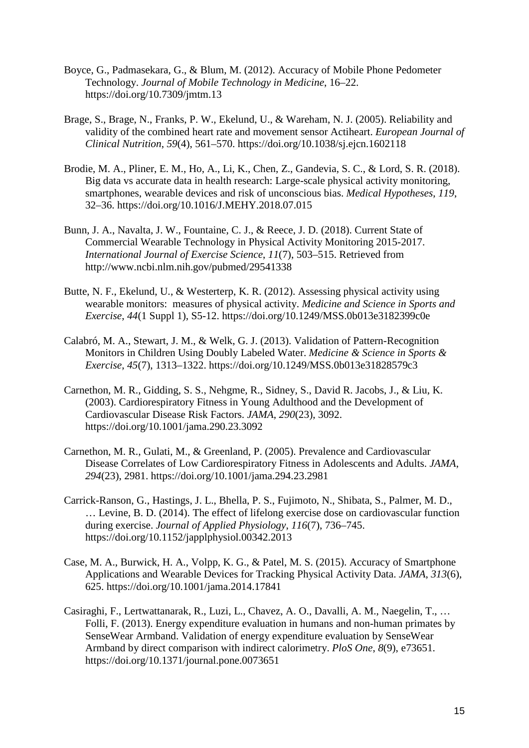Boyce, G., Padmasekara, G., & Blum, M. (2012). Accuracy of Mobile Phone Pedometer Technology. *Journal of Mobile Technology in Medicine*, 16–22. https://doi.org/10.7309/jmtm.13

Brage, S., Brage, N., Franks, P. W., Ekelund, U., & Wareham, N. J. (2005). Reliability and validity of the combined heart rate and movement sensor Actiheart. *European Journal of Clinical Nutrition*, *59*(4), 561–570. https://doi.org/10.1038/sj.ejcn.1602118

Brodie, M. A., Pliner, E. M., Ho, A., Li, K., Chen, Z., Gandevia, S. C., & Lord, S. R. (2018). Big data vs accurate data in health research: Large-scale physical activity monitoring, smartphones, wearable devices and risk of unconscious bias. *Medical Hypotheses*, *119*, 32–36. https://doi.org/10.1016/J.MEHY.2018.07.015

Bunn, J. A., Navalta, J. W., Fountaine, C. J., & Reece, J. D. (2018). Current State of Commercial Wearable Technology in Physical Activity Monitoring 2015-2017. *International Journal of Exercise Science*, *11*(7), 503–515. Retrieved from http://www.ncbi.nlm.nih.gov/pubmed/29541338

Butte, N. F., Ekelund, U., & Westerterp, K. R. (2012). Assessing physical activity using wearable monitors: measures of physical activity. *Medicine and Science in Sports and Exercise*, *44*(1 Suppl 1), S5-12. https://doi.org/10.1249/MSS.0b013e3182399c0e

Calabró, M. A., Stewart, J. M., & Welk, G. J. (2013). Validation of Pattern-Recognition Monitors in Children Using Doubly Labeled Water. *Medicine & Science in Sports & Exercise*, *45*(7), 1313–1322. https://doi.org/10.1249/MSS.0b013e31828579c3

Carnethon, M. R., Gidding, S. S., Nehgme, R., Sidney, S., David R. Jacobs, J., & Liu, K. (2003). Cardiorespiratory Fitness in Young Adulthood and the Development of Cardiovascular Disease Risk Factors. *JAMA*, *290*(23), 3092. https://doi.org/10.1001/jama.290.23.3092

Carnethon, M. R., Gulati, M., & Greenland, P. (2005). Prevalence and Cardiovascular Disease Correlates of Low Cardiorespiratory Fitness in Adolescents and Adults. *JAMA*, *294*(23), 2981. https://doi.org/10.1001/jama.294.23.2981

Carrick-Ranson, G., Hastings, J. L., Bhella, P. S., Fujimoto, N., Shibata, S., Palmer, M. D., … Levine, B. D. (2014). The effect of lifelong exercise dose on cardiovascular function during exercise. *Journal of Applied Physiology*, *116*(7), 736–745. https://doi.org/10.1152/japplphysiol.00342.2013

Case, M. A., Burwick, H. A., Volpp, K. G., & Patel, M. S. (2015). Accuracy of Smartphone Applications and Wearable Devices for Tracking Physical Activity Data. *JAMA*, *313*(6), 625. https://doi.org/10.1001/jama.2014.17841

Casiraghi, F., Lertwattanarak, R., Luzi, L., Chavez, A. O., Davalli, A. M., Naegelin, T., … Folli, F. (2013). Energy expenditure evaluation in humans and non-human primates by SenseWear Armband. Validation of energy expenditure evaluation by SenseWear Armband by direct comparison with indirect calorimetry. *PloS One*, *8*(9), e73651. https://doi.org/10.1371/journal.pone.0073651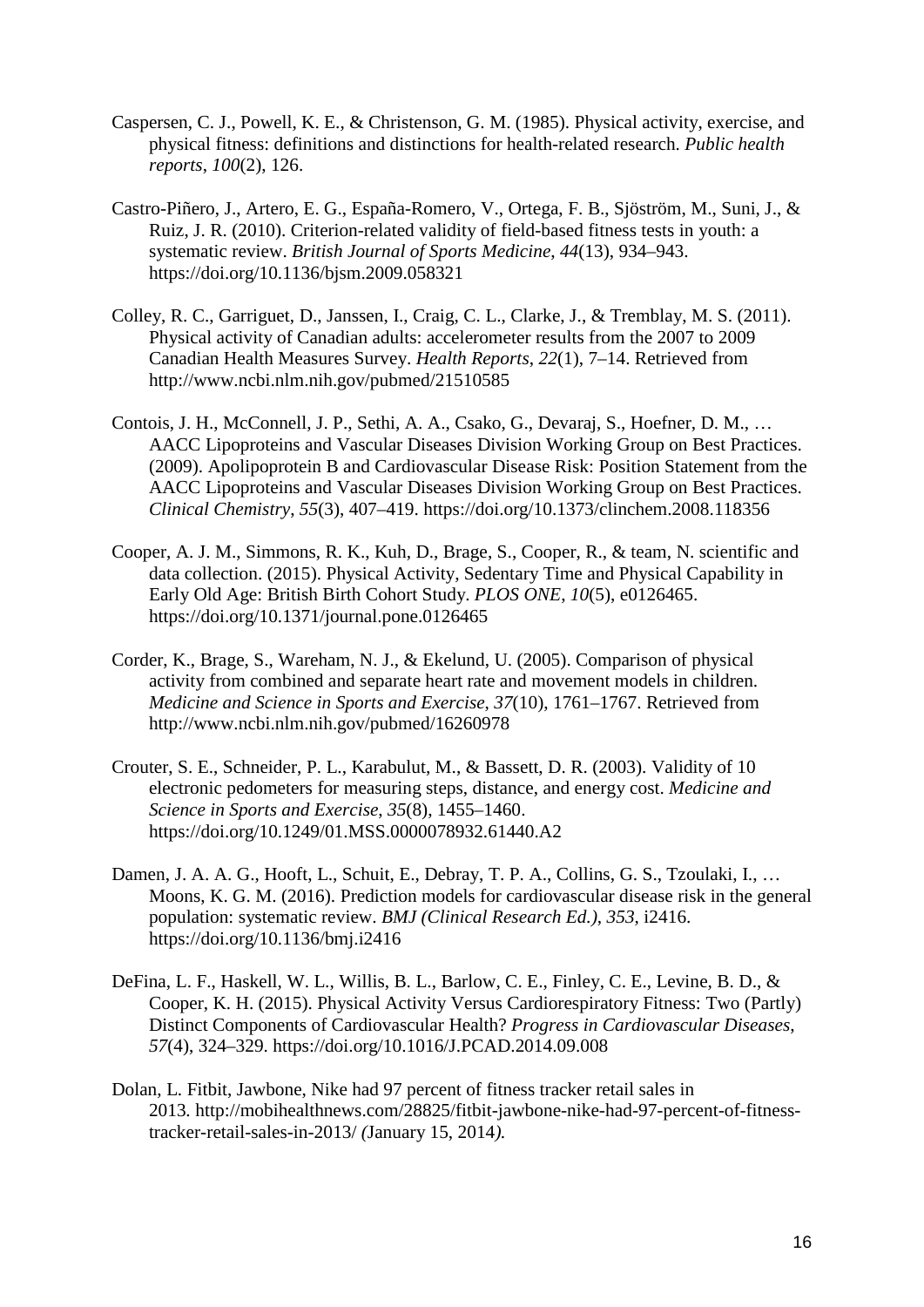Caspersen, C. J., Powell, K. E., & Christenson, G. M. (1985). Physical activity, exercise, and physical fitness: definitions and distinctions for health-related research. *Public health reports*, *100*(2), 126.

Castro-Piñero, J., Artero, E. G., España-Romero, V., Ortega, F. B., Sjöström, M., Suni, J., & Ruiz, J. R. (2010). Criterion-related validity of field-based fitness tests in youth: a systematic review. *British Journal of Sports Medicine*, *44*(13), 934–943. https://doi.org/10.1136/bjsm.2009.058321

Colley, R. C., Garriguet, D., Janssen, I., Craig, C. L., Clarke, J., & Tremblay, M. S. (2011). Physical activity of Canadian adults: accelerometer results from the 2007 to 2009 Canadian Health Measures Survey. *Health Reports*, *22*(1), 7–14. Retrieved from http://www.ncbi.nlm.nih.gov/pubmed/21510585

Contois, J. H., McConnell, J. P., Sethi, A. A., Csako, G., Devaraj, S., Hoefner, D. M., … AACC Lipoproteins and Vascular Diseases Division Working Group on Best Practices. (2009). Apolipoprotein B and Cardiovascular Disease Risk: Position Statement from the AACC Lipoproteins and Vascular Diseases Division Working Group on Best Practices. *Clinical Chemistry*, *55*(3), 407–419. https://doi.org/10.1373/clinchem.2008.118356

Cooper, A. J. M., Simmons, R. K., Kuh, D., Brage, S., Cooper, R., & team, N. scientific and data collection. (2015). Physical Activity, Sedentary Time and Physical Capability in Early Old Age: British Birth Cohort Study. *PLOS ONE*, *10*(5), e0126465. https://doi.org/10.1371/journal.pone.0126465

Corder, K., Brage, S., Wareham, N. J., & Ekelund, U. (2005). Comparison of physical activity from combined and separate heart rate and movement models in children. *Medicine and Science in Sports and Exercise*, *37*(10), 1761–1767. Retrieved from http://www.ncbi.nlm.nih.gov/pubmed/16260978

Crouter, S. E., Schneider, P. L., Karabulut, M., & Bassett, D. R. (2003). Validity of 10 electronic pedometers for measuring steps, distance, and energy cost. *Medicine and Science in Sports and Exercise*, *35*(8), 1455–1460. https://doi.org/10.1249/01.MSS.0000078932.61440.A2

Damen, J. A. A. G., Hooft, L., Schuit, E., Debray, T. P. A., Collins, G. S., Tzoulaki, I., … Moons, K. G. M. (2016). Prediction models for cardiovascular disease risk in the general population: systematic review. *BMJ (Clinical Research Ed.)*, *353*, i2416. https://doi.org/10.1136/bmj.i2416

DeFina, L. F., Haskell, W. L., Willis, B. L., Barlow, C. E., Finley, C. E., Levine, B. D., & Cooper, K. H. (2015). Physical Activity Versus Cardiorespiratory Fitness: Two (Partly) Distinct Components of Cardiovascular Health? *Progress in Cardiovascular Diseases*, *57*(4), 324–329. https://doi.org/10.1016/J.PCAD.2014.09.008

Dolan, L. Fitbit, Jawbone, Nike had 97 percent of fitness tracker retail sales in 2013*.* http://mobihealthnews.com/28825/fitbit-jawbone-nike-had-97-percent-of-fitness-tracker-retail-sales-in-2013/ *(*January 15, 2014*).*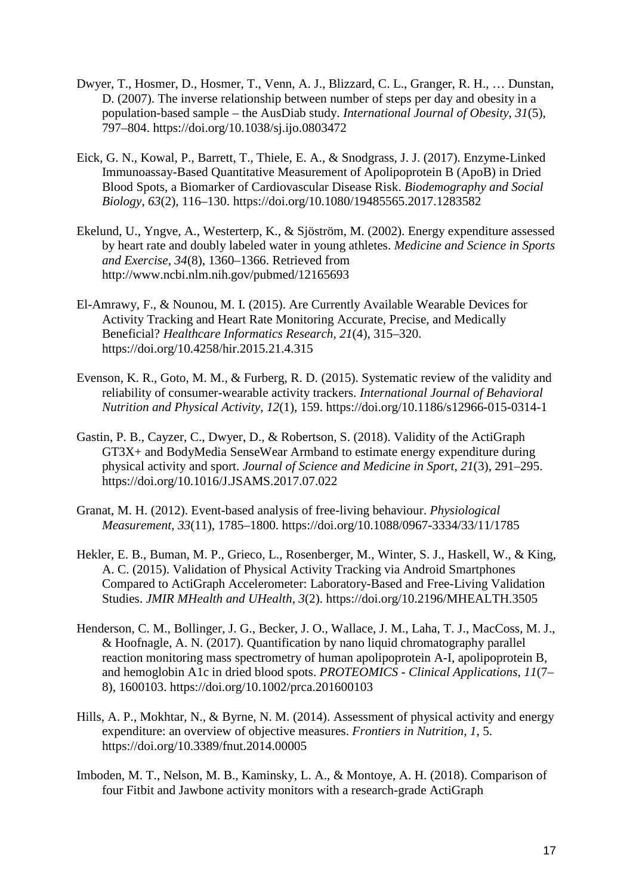Dwyer, T., Hosmer, D., Hosmer, T., Venn, A. J., Blizzard, C. L., Granger, R. H., … Dunstan, D. (2007). The inverse relationship between number of steps per day and obesity in a population-based sample – the AusDiab study. *International Journal of Obesity*, *31*(5), 797–804. https://doi.org/10.1038/sj.ijo.0803472

Eick, G. N., Kowal, P., Barrett, T., Thiele, E. A., & Snodgrass, J. J. (2017). Enzyme-Linked Immunoassay-Based Quantitative Measurement of Apolipoprotein B (ApoB) in Dried Blood Spots, a Biomarker of Cardiovascular Disease Risk. *Biodemography and Social Biology*, *63*(2), 116–130. https://doi.org/10.1080/19485565.2017.1283582

Ekelund, U., Yngve, A., Westerterp, K., & Sjöström, M. (2002). Energy expenditure assessed by heart rate and doubly labeled water in young athletes. *Medicine and Science in Sports and Exercise*, *34*(8), 1360–1366. Retrieved from http://www.ncbi.nlm.nih.gov/pubmed/12165693

El-Amrawy, F., & Nounou, M. I. (2015). Are Currently Available Wearable Devices for Activity Tracking and Heart Rate Monitoring Accurate, Precise, and Medically Beneficial? *Healthcare Informatics Research*, *21*(4), 315–320. https://doi.org/10.4258/hir.2015.21.4.315

Evenson, K. R., Goto, M. M., & Furberg, R. D. (2015). Systematic review of the validity and reliability of consumer-wearable activity trackers. *International Journal of Behavioral Nutrition and Physical Activity*, *12*(1), 159. https://doi.org/10.1186/s12966-015-0314-1

Gastin, P. B., Cayzer, C., Dwyer, D., & Robertson, S. (2018). Validity of the ActiGraph GT3X+ and BodyMedia SenseWear Armband to estimate energy expenditure during physical activity and sport. *Journal of Science and Medicine in Sport*, *21*(3), 291–295. https://doi.org/10.1016/J.JSAMS.2017.07.022

Granat, M. H. (2012). Event-based analysis of free-living behaviour. *Physiological Measurement*, *33*(11), 1785–1800. https://doi.org/10.1088/0967-3334/33/11/1785

Hekler, E. B., Buman, M. P., Grieco, L., Rosenberger, M., Winter, S. J., Haskell, W., & King, A. C. (2015). Validation of Physical Activity Tracking via Android Smartphones Compared to ActiGraph Accelerometer: Laboratory-Based and Free-Living Validation Studies. *JMIR MHealth and UHealth*, *3*(2). https://doi.org/10.2196/MHEALTH.3505

Henderson, C. M., Bollinger, J. G., Becker, J. O., Wallace, J. M., Laha, T. J., MacCoss, M. J., & Hoofnagle, A. N. (2017). Quantification by nano liquid chromatography parallel reaction monitoring mass spectrometry of human apolipoprotein A-I, apolipoprotein B, and hemoglobin A1c in dried blood spots. *PROTEOMICS - Clinical Applications*, *11*(7–8), 1600103. https://doi.org/10.1002/prca.201600103

Hills, A. P., Mokhtar, N., & Byrne, N. M. (2014). Assessment of physical activity and energy expenditure: an overview of objective measures. *Frontiers in Nutrition*, *1*, 5. https://doi.org/10.3389/fnut.2014.00005

Imboden, M. T., Nelson, M. B., Kaminsky, L. A., & Montoye, A. H. (2018). Comparison of four Fitbit and Jawbone activity monitors with a research-grade ActiGraph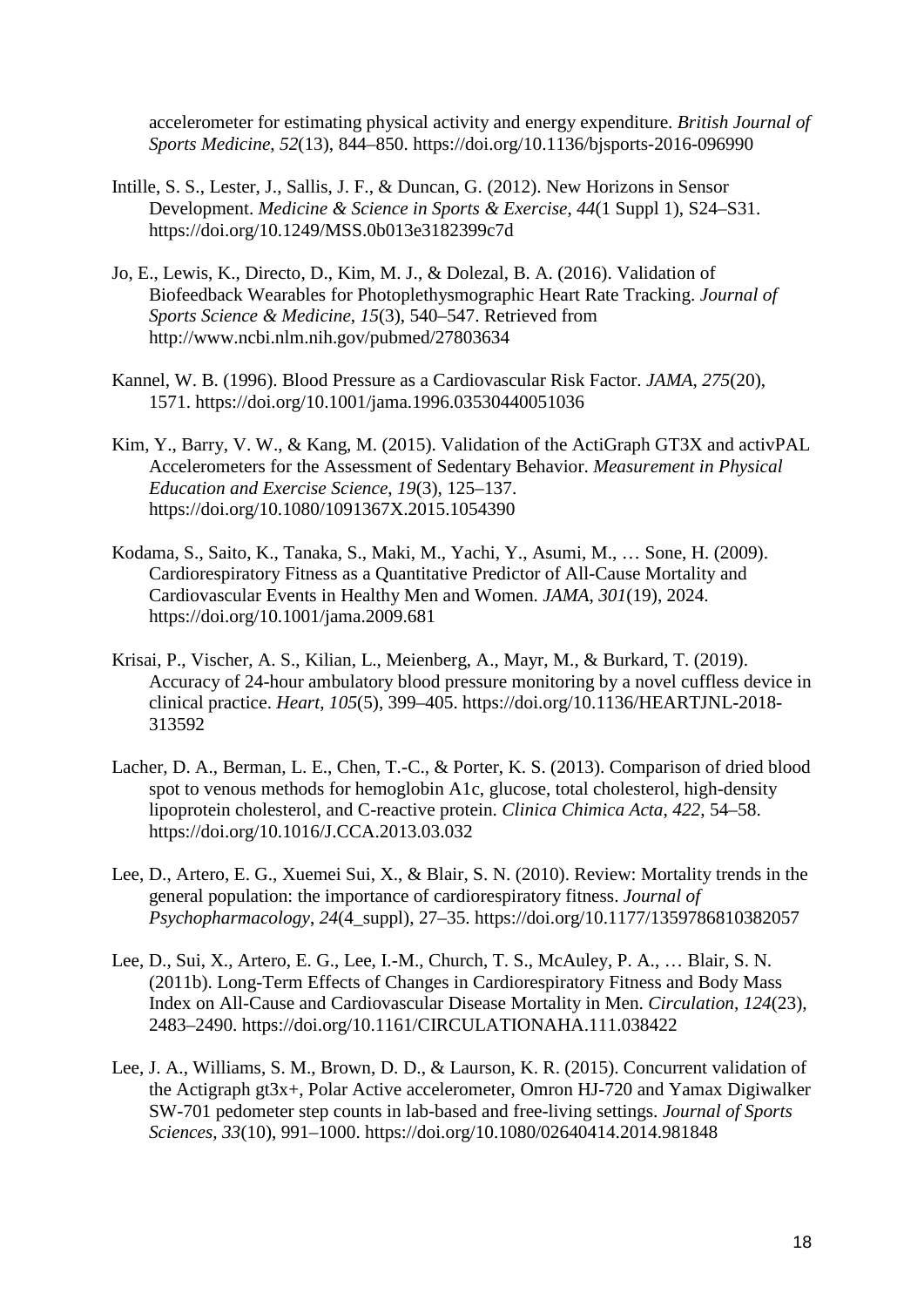accelerometer for estimating physical activity and energy expenditure. *British Journal of Sports Medicine*, *52*(13), 844–850. https://doi.org/10.1136/bjsports-2016-096990

Intille, S. S., Lester, J., Sallis, J. F., & Duncan, G. (2012). New Horizons in Sensor Development. *Medicine & Science in Sports & Exercise*, *44*(1 Suppl 1), S24–S31. https://doi.org/10.1249/MSS.0b013e3182399c7d

Jo, E., Lewis, K., Directo, D., Kim, M. J., & Dolezal, B. A. (2016). Validation of Biofeedback Wearables for Photoplethysmographic Heart Rate Tracking. *Journal of Sports Science & Medicine*, *15*(3), 540–547. Retrieved from http://www.ncbi.nlm.nih.gov/pubmed/27803634

Kannel, W. B. (1996). Blood Pressure as a Cardiovascular Risk Factor. *JAMA*, *275*(20), 1571. https://doi.org/10.1001/jama.1996.03530440051036

Kim, Y., Barry, V. W., & Kang, M. (2015). Validation of the ActiGraph GT3X and activPAL Accelerometers for the Assessment of Sedentary Behavior. *Measurement in Physical Education and Exercise Science*, *19*(3), 125–137. https://doi.org/10.1080/1091367X.2015.1054390

Kodama, S., Saito, K., Tanaka, S., Maki, M., Yachi, Y., Asumi, M., … Sone, H. (2009). Cardiorespiratory Fitness as a Quantitative Predictor of All-Cause Mortality and Cardiovascular Events in Healthy Men and Women. *JAMA*, *301*(19), 2024. https://doi.org/10.1001/jama.2009.681

Krisai, P., Vischer, A. S., Kilian, L., Meienberg, A., Mayr, M., & Burkard, T. (2019). Accuracy of 24-hour ambulatory blood pressure monitoring by a novel cuffless device in clinical practice. *Heart*, *105*(5), 399–405. https://doi.org/10.1136/HEARTJNL-2018-313592

Lacher, D. A., Berman, L. E., Chen, T.-C., & Porter, K. S. (2013). Comparison of dried blood spot to venous methods for hemoglobin A1c, glucose, total cholesterol, high-density lipoprotein cholesterol, and C-reactive protein. *Clinica Chimica Acta*, *422*, 54–58. https://doi.org/10.1016/J.CCA.2013.03.032

Lee, D., Artero, E. G., Xuemei Sui, X., & Blair, S. N. (2010). Review: Mortality trends in the general population: the importance of cardiorespiratory fitness. *Journal of Psychopharmacology*, *24*(4_suppl), 27–35. https://doi.org/10.1177/1359786810382057

Lee, D., Sui, X., Artero, E. G., Lee, I.-M., Church, T. S., McAuley, P. A., … Blair, S. N. (2011b). Long-Term Effects of Changes in Cardiorespiratory Fitness and Body Mass Index on All-Cause and Cardiovascular Disease Mortality in Men. *Circulation*, *124*(23), 2483–2490. https://doi.org/10.1161/CIRCULATIONAHA.111.038422

Lee, J. A., Williams, S. M., Brown, D. D., & Laurson, K. R. (2015). Concurrent validation of the Actigraph gt3x+, Polar Active accelerometer, Omron HJ-720 and Yamax Digiwalker SW-701 pedometer step counts in lab-based and free-living settings. *Journal of Sports Sciences*, *33*(10), 991–1000. https://doi.org/10.1080/02640414.2014.981848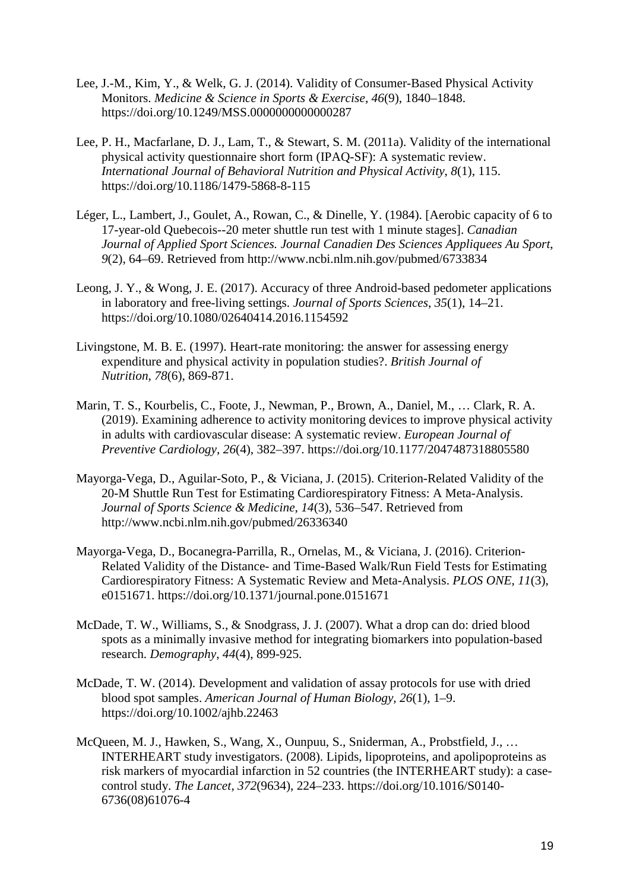Lee, J.-M., Kim, Y., & Welk, G. J. (2014). Validity of Consumer-Based Physical Activity Monitors. *Medicine & Science in Sports & Exercise*, *46*(9), 1840–1848. https://doi.org/10.1249/MSS.0000000000000287

Lee, P. H., Macfarlane, D. J., Lam, T., & Stewart, S. M. (2011a). Validity of the international physical activity questionnaire short form (IPAQ-SF): A systematic review. *International Journal of Behavioral Nutrition and Physical Activity*, *8*(1), 115. https://doi.org/10.1186/1479-5868-8-115

Léger, L., Lambert, J., Goulet, A., Rowan, C., & Dinelle, Y. (1984). [Aerobic capacity of 6 to 17-year-old Quebecois--20 meter shuttle run test with 1 minute stages]. *Canadian Journal of Applied Sport Sciences. Journal Canadien Des Sciences Appliquees Au Sport*, *9*(2), 64–69. Retrieved from http://www.ncbi.nlm.nih.gov/pubmed/6733834

Leong, J. Y., & Wong, J. E. (2017). Accuracy of three Android-based pedometer applications in laboratory and free-living settings. *Journal of Sports Sciences*, *35*(1), 14–21. https://doi.org/10.1080/02640414.2016.1154592

Livingstone, M. B. E. (1997). Heart-rate monitoring: the answer for assessing energy expenditure and physical activity in population studies?. *British Journal of Nutrition*, *78*(6), 869-871.

Marin, T. S., Kourbelis, C., Foote, J., Newman, P., Brown, A., Daniel, M., … Clark, R. A. (2019). Examining adherence to activity monitoring devices to improve physical activity in adults with cardiovascular disease: A systematic review. *European Journal of Preventive Cardiology*, *26*(4), 382–397. https://doi.org/10.1177/2047487318805580

Mayorga-Vega, D., Aguilar-Soto, P., & Viciana, J. (2015). Criterion-Related Validity of the 20-M Shuttle Run Test for Estimating Cardiorespiratory Fitness: A Meta-Analysis. *Journal of Sports Science & Medicine*, *14*(3), 536–547. Retrieved from http://www.ncbi.nlm.nih.gov/pubmed/26336340

Mayorga-Vega, D., Bocanegra-Parrilla, R., Ornelas, M., & Viciana, J. (2016). Criterion-Related Validity of the Distance- and Time-Based Walk/Run Field Tests for Estimating Cardiorespiratory Fitness: A Systematic Review and Meta-Analysis. *PLOS ONE*, *11*(3), e0151671. https://doi.org/10.1371/journal.pone.0151671

McDade, T. W., Williams, S., & Snodgrass, J. J. (2007). What a drop can do: dried blood spots as a minimally invasive method for integrating biomarkers into population-based research. *Demography*, *44*(4), 899-925.

McDade, T. W. (2014). Development and validation of assay protocols for use with dried blood spot samples. *American Journal of Human Biology*, *26*(1), 1–9. https://doi.org/10.1002/ajhb.22463

McQueen, M. J., Hawken, S., Wang, X., Ounpuu, S., Sniderman, A., Probstfield, J., … INTERHEART study investigators. (2008). Lipids, lipoproteins, and apolipoproteins as risk markers of myocardial infarction in 52 countries (the INTERHEART study): a case-control study. *The Lancet*, *372*(9634), 224–233. https://doi.org/10.1016/S0140-6736(08)61076-4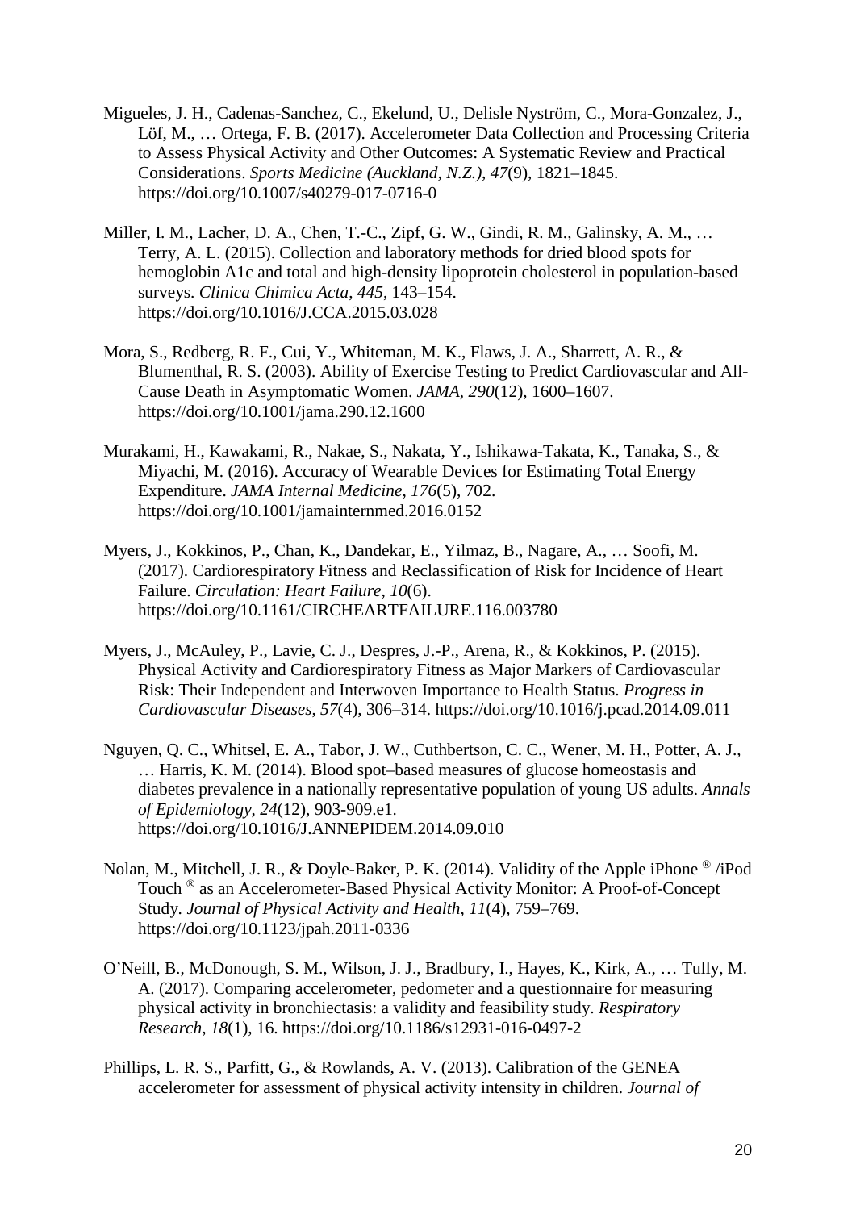Migueles, J. H., Cadenas-Sanchez, C., Ekelund, U., Delisle Nyström, C., Mora-Gonzalez, J., Löf, M., … Ortega, F. B. (2017). Accelerometer Data Collection and Processing Criteria to Assess Physical Activity and Other Outcomes: A Systematic Review and Practical Considerations. *Sports Medicine (Auckland, N.Z.)*, *47*(9), 1821–1845. https://doi.org/10.1007/s40279-017-0716-0

Miller, I. M., Lacher, D. A., Chen, T.-C., Zipf, G. W., Gindi, R. M., Galinsky, A. M., … Terry, A. L. (2015). Collection and laboratory methods for dried blood spots for hemoglobin A1c and total and high-density lipoprotein cholesterol in population-based surveys. *Clinica Chimica Acta*, *445*, 143–154. https://doi.org/10.1016/J.CCA.2015.03.028

Mora, S., Redberg, R. F., Cui, Y., Whiteman, M. K., Flaws, J. A., Sharrett, A. R., & Blumenthal, R. S. (2003). Ability of Exercise Testing to Predict Cardiovascular and All-Cause Death in Asymptomatic Women. *JAMA*, *290*(12), 1600–1607. https://doi.org/10.1001/jama.290.12.1600

Murakami, H., Kawakami, R., Nakae, S., Nakata, Y., Ishikawa-Takata, K., Tanaka, S., & Miyachi, M. (2016). Accuracy of Wearable Devices for Estimating Total Energy Expenditure. *JAMA Internal Medicine*, *176*(5), 702. https://doi.org/10.1001/jamainternmed.2016.0152

Myers, J., Kokkinos, P., Chan, K., Dandekar, E., Yilmaz, B., Nagare, A., … Soofi, M. (2017). Cardiorespiratory Fitness and Reclassification of Risk for Incidence of Heart Failure. *Circulation: Heart Failure*, *10*(6). https://doi.org/10.1161/CIRCHEARTFAILURE.116.003780

Myers, J., McAuley, P., Lavie, C. J., Despres, J.-P., Arena, R., & Kokkinos, P. (2015). Physical Activity and Cardiorespiratory Fitness as Major Markers of Cardiovascular Risk: Their Independent and Interwoven Importance to Health Status. *Progress in Cardiovascular Diseases*, *57*(4), 306–314. https://doi.org/10.1016/j.pcad.2014.09.011

Nguyen, Q. C., Whitsel, E. A., Tabor, J. W., Cuthbertson, C. C., Wener, M. H., Potter, A. J., … Harris, K. M. (2014). Blood spot–based measures of glucose homeostasis and diabetes prevalence in a nationally representative population of young US adults. *Annals of Epidemiology*, *24*(12), 903-909.e1. https://doi.org/10.1016/J.ANNEPIDEM.2014.09.010

Nolan, M., Mitchell, J. R., & Doyle-Baker, P. K. (2014). Validity of the Apple iPhone ® /iPod Touch ® as an Accelerometer-Based Physical Activity Monitor: A Proof-of-Concept Study. *Journal of Physical Activity and Health*, *11*(4), 759–769. https://doi.org/10.1123/jpah.2011-0336

O'Neill, B., McDonough, S. M., Wilson, J. J., Bradbury, I., Hayes, K., Kirk, A., … Tully, M. A. (2017). Comparing accelerometer, pedometer and a questionnaire for measuring physical activity in bronchiectasis: a validity and feasibility study. *Respiratory Research*, *18*(1), 16. https://doi.org/10.1186/s12931-016-0497-2

Phillips, L. R. S., Parfitt, G., & Rowlands, A. V. (2013). Calibration of the GENEA accelerometer for assessment of physical activity intensity in children. *Journal of*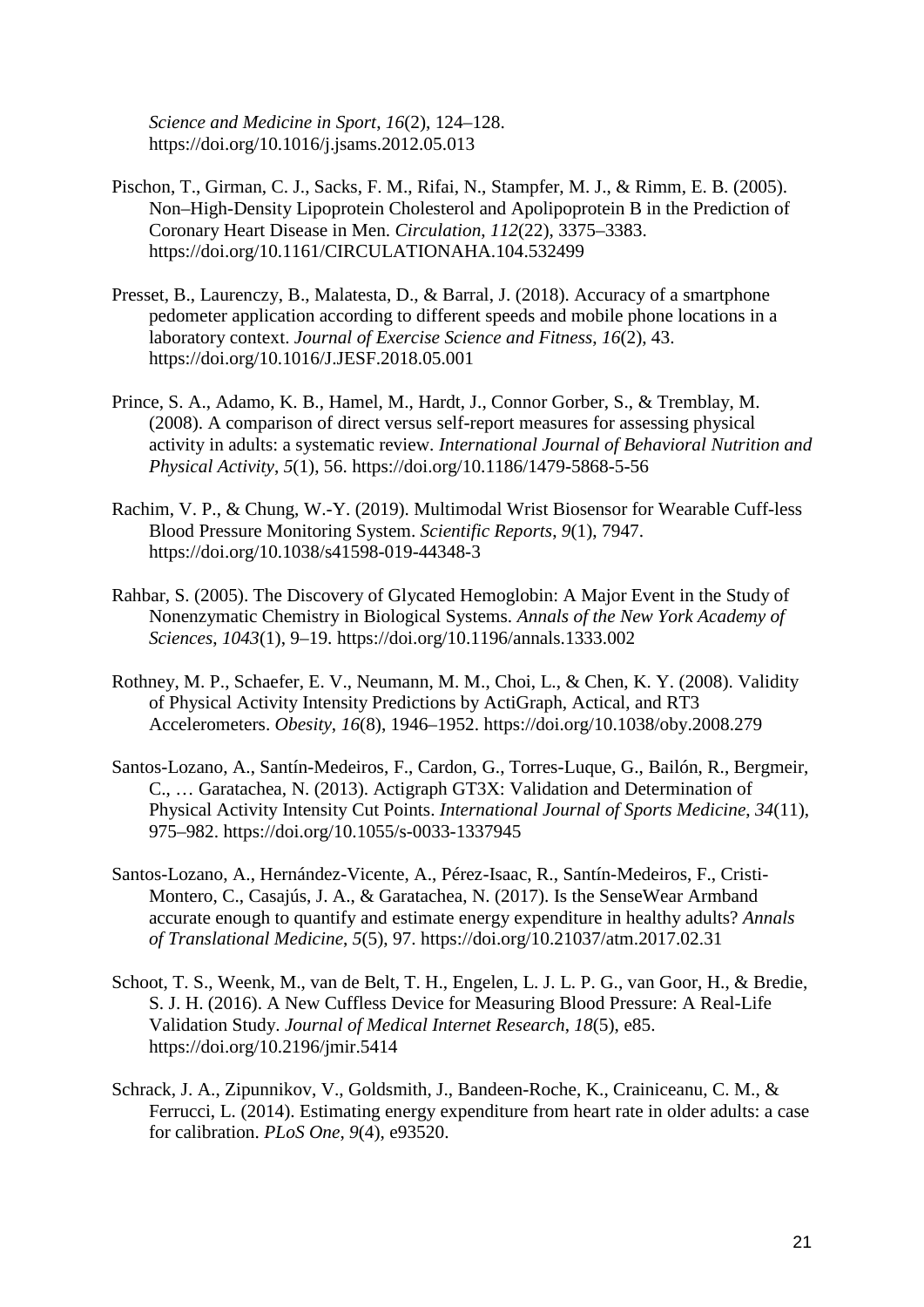*Science and Medicine in Sport*, *16*(2), 124–128. https://doi.org/10.1016/j.jsams.2012.05.013

Pischon, T., Girman, C. J., Sacks, F. M., Rifai, N., Stampfer, M. J., & Rimm, E. B. (2005). Non–High-Density Lipoprotein Cholesterol and Apolipoprotein B in the Prediction of Coronary Heart Disease in Men. *Circulation*, *112*(22), 3375–3383. https://doi.org/10.1161/CIRCULATIONAHA.104.532499

Presset, B., Laurenczy, B., Malatesta, D., & Barral, J. (2018). Accuracy of a smartphone pedometer application according to different speeds and mobile phone locations in a laboratory context. *Journal of Exercise Science and Fitness*, *16*(2), 43. https://doi.org/10.1016/J.JESF.2018.05.001

Prince, S. A., Adamo, K. B., Hamel, M., Hardt, J., Connor Gorber, S., & Tremblay, M. (2008). A comparison of direct versus self-report measures for assessing physical activity in adults: a systematic review. *International Journal of Behavioral Nutrition and Physical Activity*, *5*(1), 56. https://doi.org/10.1186/1479-5868-5-56

Rachim, V. P., & Chung, W.-Y. (2019). Multimodal Wrist Biosensor for Wearable Cuff-less Blood Pressure Monitoring System. *Scientific Reports*, *9*(1), 7947. https://doi.org/10.1038/s41598-019-44348-3

Rahbar, S. (2005). The Discovery of Glycated Hemoglobin: A Major Event in the Study of Nonenzymatic Chemistry in Biological Systems. *Annals of the New York Academy of Sciences*, *1043*(1), 9–19. https://doi.org/10.1196/annals.1333.002

Rothney, M. P., Schaefer, E. V., Neumann, M. M., Choi, L., & Chen, K. Y. (2008). Validity of Physical Activity Intensity Predictions by ActiGraph, Actical, and RT3 Accelerometers. *Obesity*, *16*(8), 1946–1952. https://doi.org/10.1038/oby.2008.279

Santos-Lozano, A., Santín-Medeiros, F., Cardon, G., Torres-Luque, G., Bailón, R., Bergmeir, C., … Garatachea, N. (2013). Actigraph GT3X: Validation and Determination of Physical Activity Intensity Cut Points. *International Journal of Sports Medicine*, *34*(11), 975–982. https://doi.org/10.1055/s-0033-1337945

Santos-Lozano, A., Hernández-Vicente, A., Pérez-Isaac, R., Santín-Medeiros, F., Cristi-Montero, C., Casajús, J. A., & Garatachea, N. (2017). Is the SenseWear Armband accurate enough to quantify and estimate energy expenditure in healthy adults? *Annals of Translational Medicine*, *5*(5), 97. https://doi.org/10.21037/atm.2017.02.31

Schoot, T. S., Weenk, M., van de Belt, T. H., Engelen, L. J. L. P. G., van Goor, H., & Bredie, S. J. H. (2016). A New Cuffless Device for Measuring Blood Pressure: A Real-Life Validation Study. *Journal of Medical Internet Research*, *18*(5), e85. https://doi.org/10.2196/jmir.5414

Schrack, J. A., Zipunnikov, V., Goldsmith, J., Bandeen-Roche, K., Crainiceanu, C. M., & Ferrucci, L. (2014). Estimating energy expenditure from heart rate in older adults: a case for calibration. *PLoS One*, *9*(4), e93520.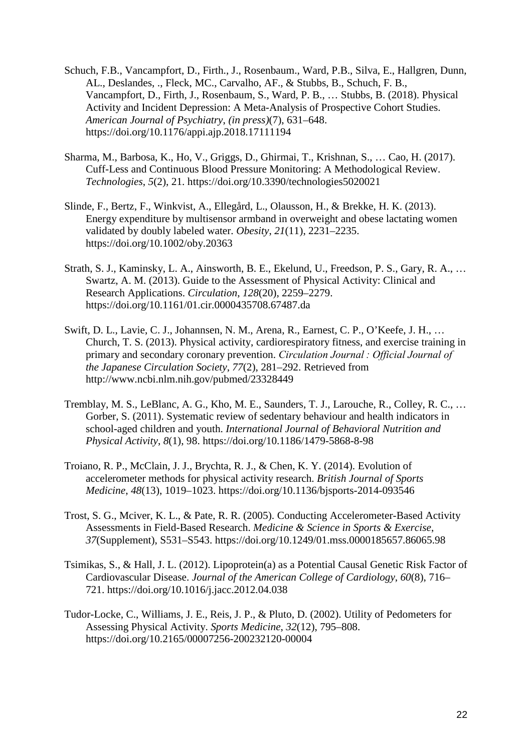Schuch, F.B., Vancampfort, D., Firth., J., Rosenbaum., Ward, P.B., Silva, E., Hallgren, Dunn, AL., Deslandes, ., Fleck, MC., Carvalho, AF., & Stubbs, B., Schuch, F. B., Vancampfort, D., Firth, J., Rosenbaum, S., Ward, P. B., … Stubbs, B. (2018). Physical Activity and Incident Depression: A Meta-Analysis of Prospective Cohort Studies. *American Journal of Psychiatry*, *(in press)*(7), 631–648. https://doi.org/10.1176/appi.ajp.2018.17111194

Sharma, M., Barbosa, K., Ho, V., Griggs, D., Ghirmai, T., Krishnan, S., … Cao, H. (2017). Cuff-Less and Continuous Blood Pressure Monitoring: A Methodological Review. *Technologies*, *5*(2), 21. https://doi.org/10.3390/technologies5020021

Slinde, F., Bertz, F., Winkvist, A., Ellegård, L., Olausson, H., & Brekke, H. K. (2013). Energy expenditure by multisensor armband in overweight and obese lactating women validated by doubly labeled water. *Obesity*, *21*(11), 2231–2235. https://doi.org/10.1002/oby.20363

Strath, S. J., Kaminsky, L. A., Ainsworth, B. E., Ekelund, U., Freedson, P. S., Gary, R. A., … Swartz, A. M. (2013). Guide to the Assessment of Physical Activity: Clinical and Research Applications. *Circulation*, *128*(20), 2259–2279. https://doi.org/10.1161/01.cir.0000435708.67487.da

Swift, D. L., Lavie, C. J., Johannsen, N. M., Arena, R., Earnest, C. P., O'Keefe, J. H., … Church, T. S. (2013). Physical activity, cardiorespiratory fitness, and exercise training in primary and secondary coronary prevention. *Circulation Journal : Official Journal of the Japanese Circulation Society*, *77*(2), 281–292. Retrieved from http://www.ncbi.nlm.nih.gov/pubmed/23328449

Tremblay, M. S., LeBlanc, A. G., Kho, M. E., Saunders, T. J., Larouche, R., Colley, R. C., … Gorber, S. (2011). Systematic review of sedentary behaviour and health indicators in school-aged children and youth. *International Journal of Behavioral Nutrition and Physical Activity*, *8*(1), 98. https://doi.org/10.1186/1479-5868-8-98

Troiano, R. P., McClain, J. J., Brychta, R. J., & Chen, K. Y. (2014). Evolution of accelerometer methods for physical activity research. *British Journal of Sports Medicine*, *48*(13), 1019–1023. https://doi.org/10.1136/bjsports-2014-093546

Trost, S. G., Mciver, K. L., & Pate, R. R. (2005). Conducting Accelerometer-Based Activity Assessments in Field-Based Research. *Medicine & Science in Sports & Exercise*, *37*(Supplement), S531–S543. https://doi.org/10.1249/01.mss.0000185657.86065.98

Tsimikas, S., & Hall, J. L. (2012). Lipoprotein(a) as a Potential Causal Genetic Risk Factor of Cardiovascular Disease. *Journal of the American College of Cardiology*, *60*(8), 716–721. https://doi.org/10.1016/j.jacc.2012.04.038

Tudor-Locke, C., Williams, J. E., Reis, J. P., & Pluto, D. (2002). Utility of Pedometers for Assessing Physical Activity. *Sports Medicine*, *32*(12), 795–808. https://doi.org/10.2165/00007256-200232120-00004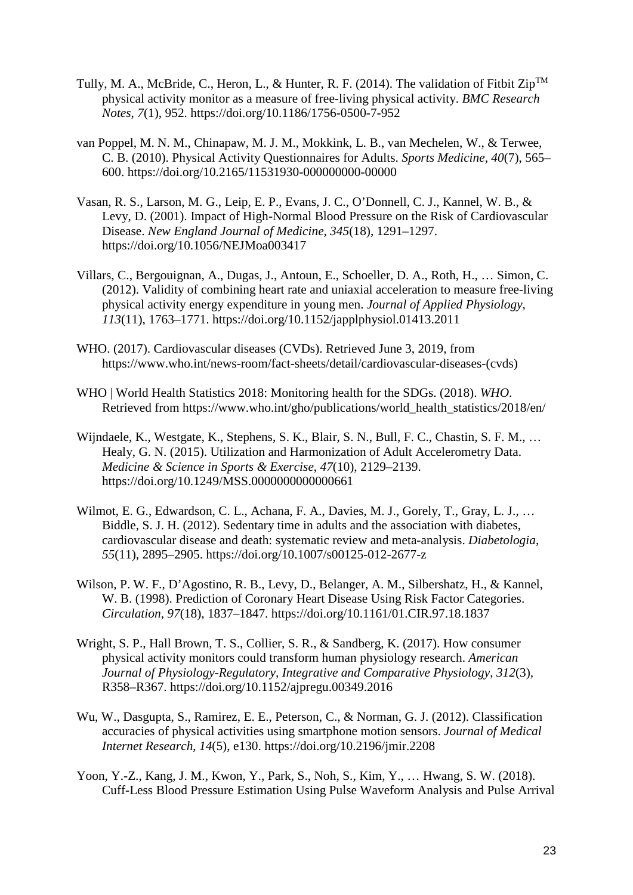Tully, M. A., McBride, C., Heron, L., & Hunter, R. F. (2014). The validation of Fitbit Zip™ physical activity monitor as a measure of free-living physical activity. *BMC Research Notes*, *7*(1), 952. https://doi.org/10.1186/1756-0500-7-952

van Poppel, M. N. M., Chinapaw, M. J. M., Mokkink, L. B., van Mechelen, W., & Terwee, C. B. (2010). Physical Activity Questionnaires for Adults. *Sports Medicine*, *40*(7), 565–600. https://doi.org/10.2165/11531930-000000000-00000

Vasan, R. S., Larson, M. G., Leip, E. P., Evans, J. C., O'Donnell, C. J., Kannel, W. B., & Levy, D. (2001). Impact of High-Normal Blood Pressure on the Risk of Cardiovascular Disease. *New England Journal of Medicine*, *345*(18), 1291–1297. https://doi.org/10.1056/NEJMoa003417

Villars, C., Bergouignan, A., Dugas, J., Antoun, E., Schoeller, D. A., Roth, H., … Simon, C. (2012). Validity of combining heart rate and uniaxial acceleration to measure free-living physical activity energy expenditure in young men. *Journal of Applied Physiology*, *113*(11), 1763–1771. https://doi.org/10.1152/japplphysiol.01413.2011

WHO. (2017). Cardiovascular diseases (CVDs). Retrieved June 3, 2019, from https://www.who.int/news-room/fact-sheets/detail/cardiovascular-diseases-(cvds)

WHO | World Health Statistics 2018: Monitoring health for the SDGs. (2018). *WHO*. Retrieved from https://www.who.int/gho/publications/world_health_statistics/2018/en/

Wijndaele, K., Westgate, K., Stephens, S. K., Blair, S. N., Bull, F. C., Chastin, S. F. M., … Healy, G. N. (2015). Utilization and Harmonization of Adult Accelerometry Data. *Medicine & Science in Sports & Exercise*, *47*(10), 2129–2139. https://doi.org/10.1249/MSS.0000000000000661

Wilmot, E. G., Edwardson, C. L., Achana, F. A., Davies, M. J., Gorely, T., Gray, L. J., … Biddle, S. J. H. (2012). Sedentary time in adults and the association with diabetes, cardiovascular disease and death: systematic review and meta-analysis. *Diabetologia*, *55*(11), 2895–2905. https://doi.org/10.1007/s00125-012-2677-z

Wilson, P. W. F., D'Agostino, R. B., Levy, D., Belanger, A. M., Silbershatz, H., & Kannel, W. B. (1998). Prediction of Coronary Heart Disease Using Risk Factor Categories. *Circulation*, *97*(18), 1837–1847. https://doi.org/10.1161/01.CIR.97.18.1837

Wright, S. P., Hall Brown, T. S., Collier, S. R., & Sandberg, K. (2017). How consumer physical activity monitors could transform human physiology research. *American Journal of Physiology-Regulatory, Integrative and Comparative Physiology*, *312*(3), R358–R367. https://doi.org/10.1152/ajpregu.00349.2016

Wu, W., Dasgupta, S., Ramirez, E. E., Peterson, C., & Norman, G. J. (2012). Classification accuracies of physical activities using smartphone motion sensors. *Journal of Medical Internet Research*, *14*(5), e130. https://doi.org/10.2196/jmir.2208

Yoon, Y.-Z., Kang, J. M., Kwon, Y., Park, S., Noh, S., Kim, Y., … Hwang, S. W. (2018). Cuff-Less Blood Pressure Estimation Using Pulse Waveform Analysis and Pulse Arrival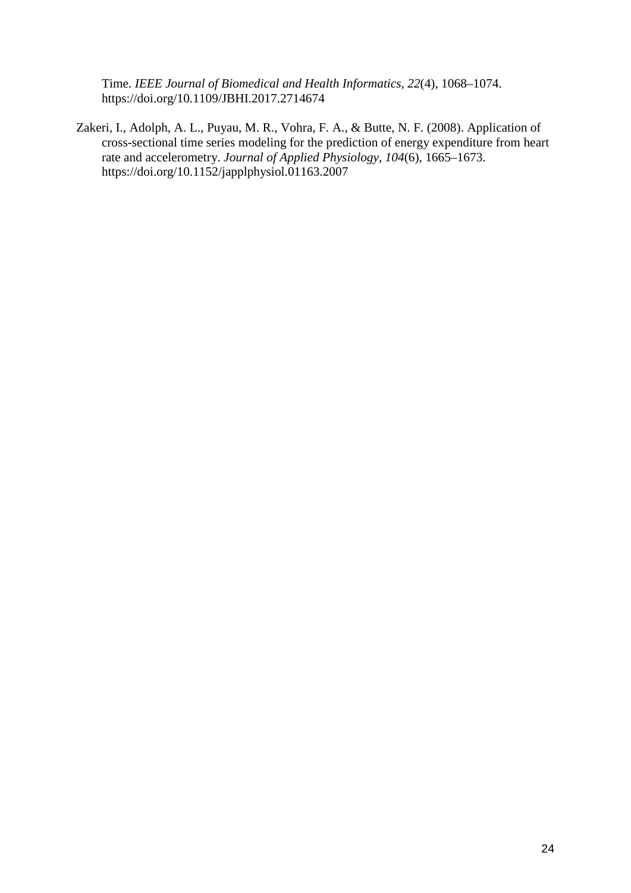Time. *IEEE Journal of Biomedical and Health Informatics*, *22*(4), 1068–1074. https://doi.org/10.1109/JBHI.2017.2714674

Zakeri, I., Adolph, A. L., Puyau, M. R., Vohra, F. A., & Butte, N. F. (2008). Application of cross-sectional time series modeling for the prediction of energy expenditure from heart rate and accelerometry. *Journal of Applied Physiology*, *104*(6), 1665–1673. https://doi.org/10.1152/japplphysiol.01163.2007